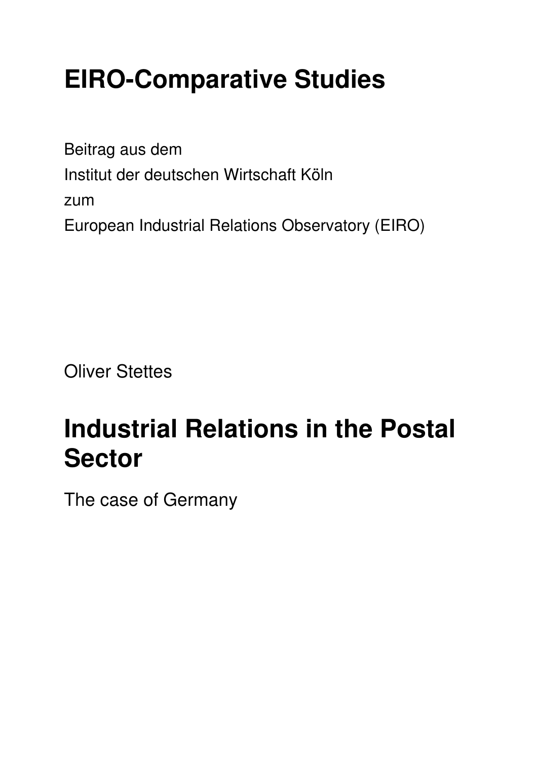# EIRO-Comparative Studies

Beitrag aus dem

Institut der deutschen Wirtschaft Köln

zum

European Industrial Relations Observatory (EIRO)

Oliver Stettes

# Industrial Relations in the Postal Sector

The case of Germany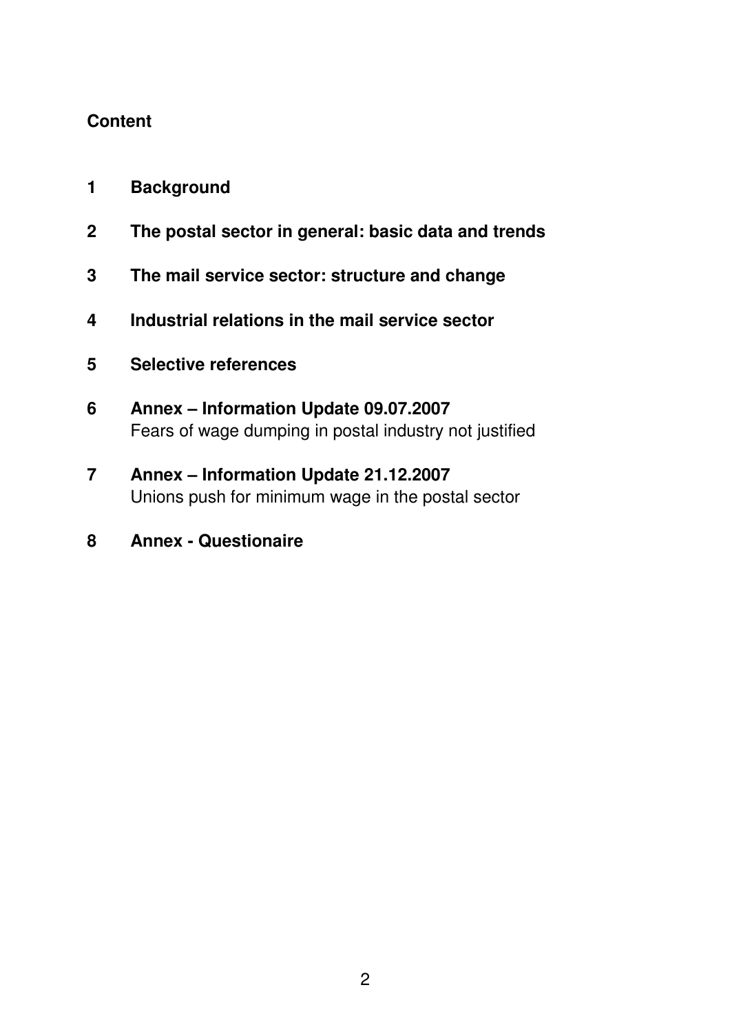**Content**

**1 Background**

**2 The postal sector in general: basic data and trends**

**3 The mail service sector: structure and change**

**4 Industrial relations in the mail service sector**

**5 Selective references**

**6 Annex – Information Update 09.07.2007**
Fears of wage dumping in postal industry not justified

**7 Annex – Information Update 21.12.2007**
Unions push for minimum wage in the postal sector

**8 Annex - Questionaire**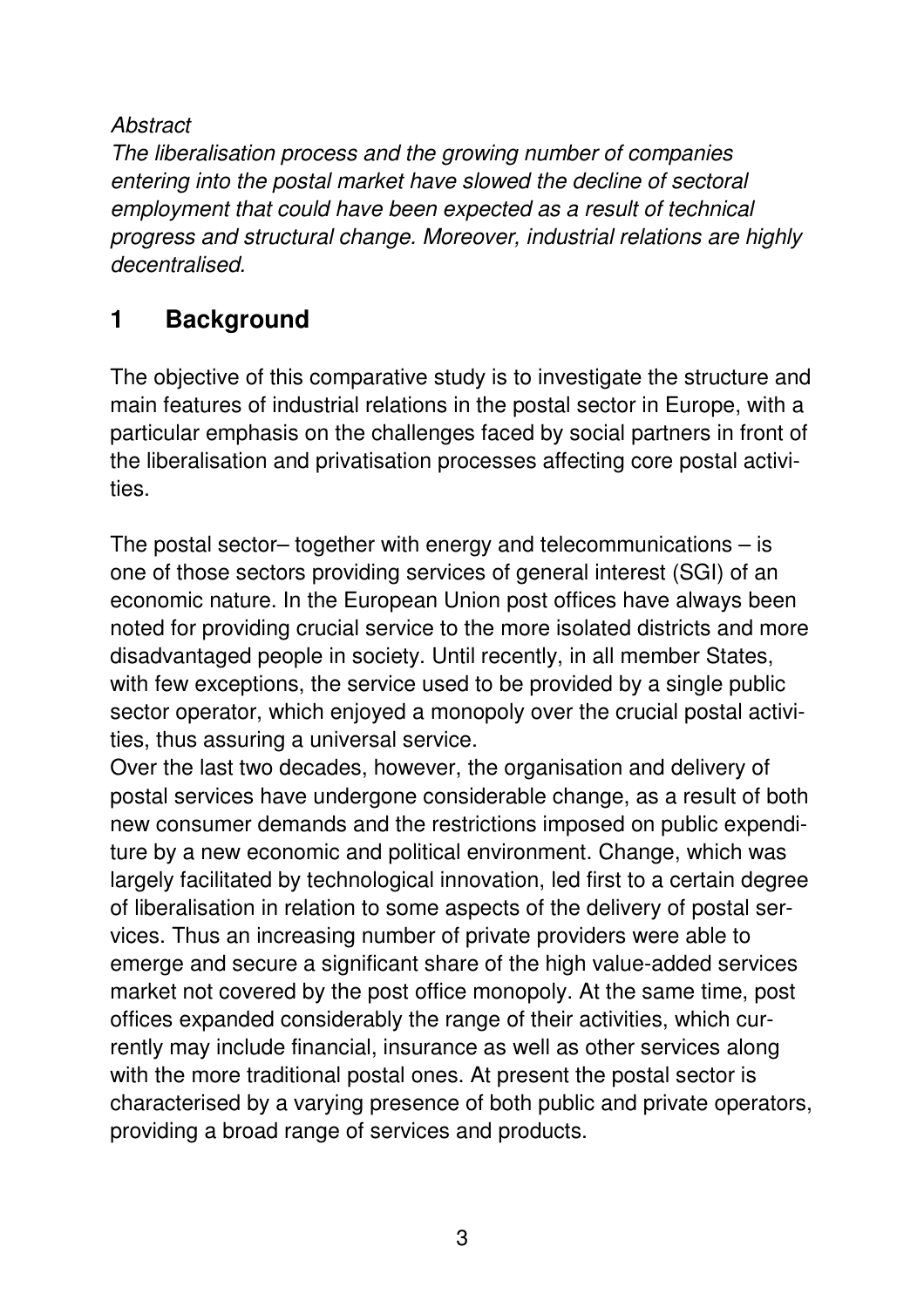*Abstract*
*The liberalisation process and the growing number of companies entering into the postal market have slowed the decline of sectoral employment that could have been expected as a result of technical progress and structural change. Moreover, industrial relations are highly decentralised.*

## 1 Background

The objective of this comparative study is to investigate the structure and main features of industrial relations in the postal sector in Europe, with a particular emphasis on the challenges faced by social partners in front of the liberalisation and privatisation processes affecting core postal activities.

The postal sector– together with energy and telecommunications – is one of those sectors providing services of general interest (SGI) of an economic nature. In the European Union post offices have always been noted for providing crucial service to the more isolated districts and more disadvantaged people in society. Until recently, in all member States, with few exceptions, the service used to be provided by a single public sector operator, which enjoyed a monopoly over the crucial postal activities, thus assuring a universal service.
Over the last two decades, however, the organisation and delivery of postal services have undergone considerable change, as a result of both new consumer demands and the restrictions imposed on public expenditure by a new economic and political environment. Change, which was largely facilitated by technological innovation, led first to a certain degree of liberalisation in relation to some aspects of the delivery of postal services. Thus an increasing number of private providers were able to emerge and secure a significant share of the high value-added services market not covered by the post office monopoly. At the same time, post offices expanded considerably the range of their activities, which currently may include financial, insurance as well as other services along with the more traditional postal ones. At present the postal sector is characterised by a varying presence of both public and private operators, providing a broad range of services and products.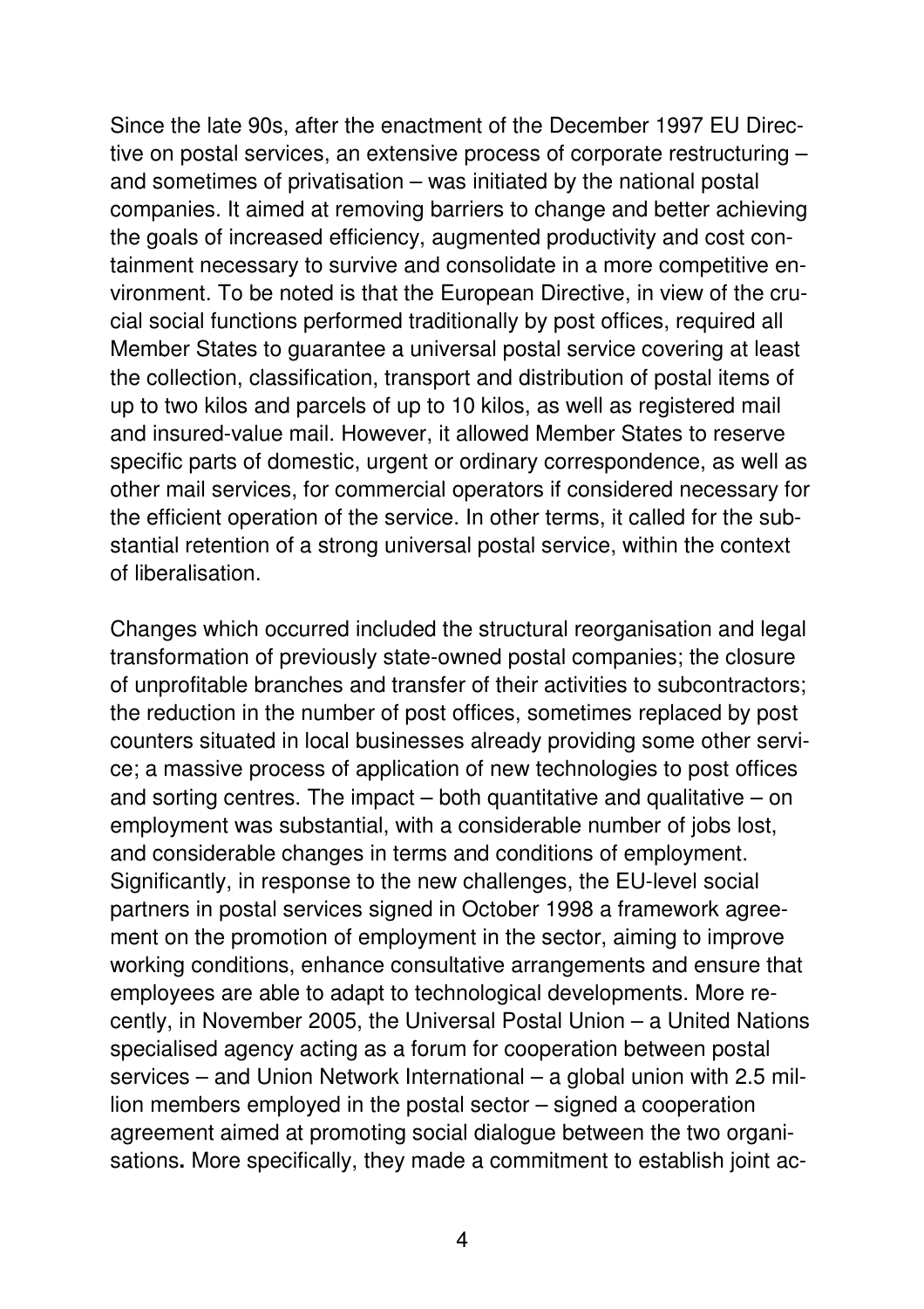Since the late 90s, after the enactment of the December 1997 EU Directive on postal services, an extensive process of corporate restructuring – and sometimes of privatisation – was initiated by the national postal companies. It aimed at removing barriers to change and better achieving the goals of increased efficiency, augmented productivity and cost containment necessary to survive and consolidate in a more competitive environment. To be noted is that the European Directive, in view of the crucial social functions performed traditionally by post offices, required all Member States to guarantee a universal postal service covering at least the collection, classification, transport and distribution of postal items of up to two kilos and parcels of up to 10 kilos, as well as registered mail and insured-value mail. However, it allowed Member States to reserve specific parts of domestic, urgent or ordinary correspondence, as well as other mail services, for commercial operators if considered necessary for the efficient operation of the service. In other terms, it called for the substantial retention of a strong universal postal service, within the context of liberalisation.

Changes which occurred included the structural reorganisation and legal transformation of previously state-owned postal companies; the closure of unprofitable branches and transfer of their activities to subcontractors; the reduction in the number of post offices, sometimes replaced by post counters situated in local businesses already providing some other service; a massive process of application of new technologies to post offices and sorting centres. The impact – both quantitative and qualitative – on employment was substantial, with a considerable number of jobs lost, and considerable changes in terms and conditions of employment. Significantly, in response to the new challenges, the EU-level social partners in postal services signed in October 1998 a framework agreement on the promotion of employment in the sector, aiming to improve working conditions, enhance consultative arrangements and ensure that employees are able to adapt to technological developments. More recently, in November 2005, the Universal Postal Union – a United Nations specialised agency acting as a forum for cooperation between postal services – and Union Network International – a global union with 2.5 million members employed in the postal sector – signed a cooperation agreement aimed at promoting social dialogue between the two organisations**.** More specifically, they made a commitment to establish joint ac-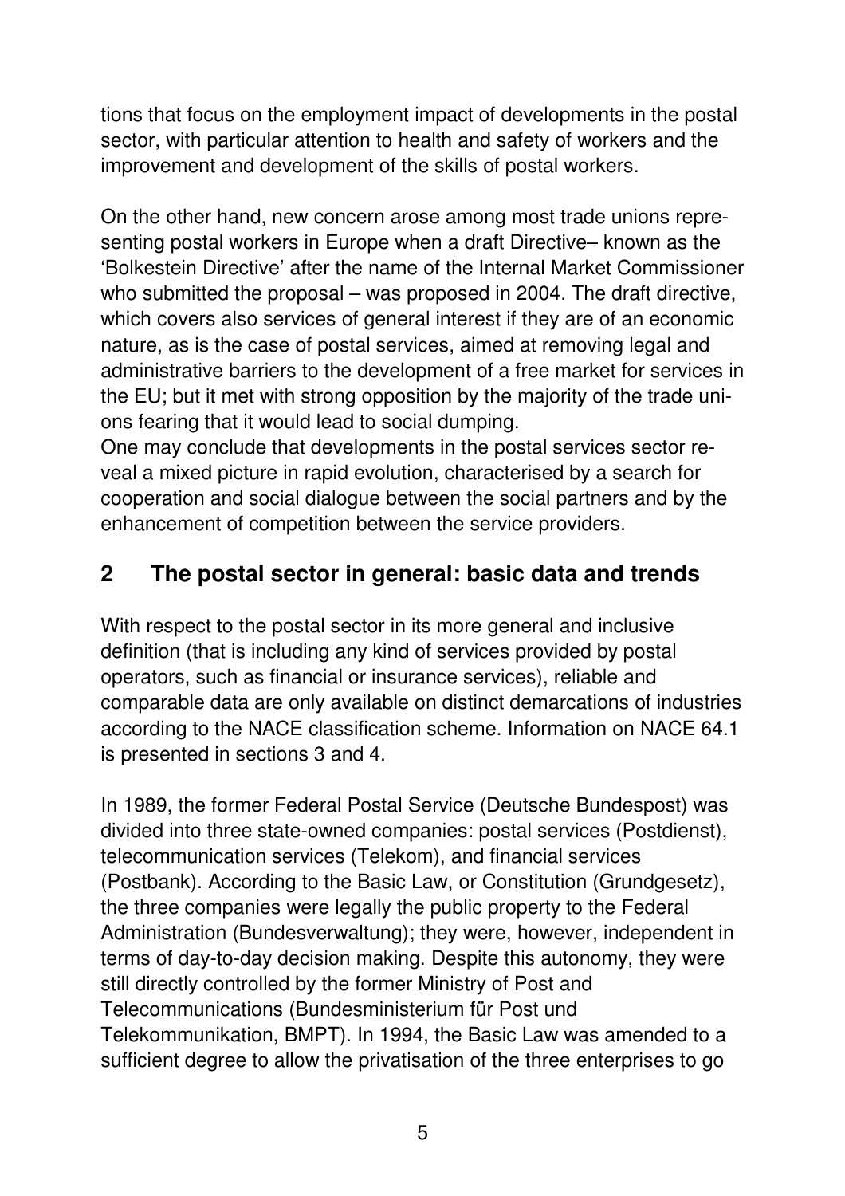tions that focus on the employment impact of developments in the postal sector, with particular attention to health and safety of workers and the improvement and development of the skills of postal workers.

On the other hand, new concern arose among most trade unions representing postal workers in Europe when a draft Directive– known as the 'Bolkestein Directive' after the name of the Internal Market Commissioner who submitted the proposal – was proposed in 2004. The draft directive, which covers also services of general interest if they are of an economic nature, as is the case of postal services, aimed at removing legal and administrative barriers to the development of a free market for services in the EU; but it met with strong opposition by the majority of the trade unions fearing that it would lead to social dumping.

One may conclude that developments in the postal services sector reveal a mixed picture in rapid evolution, characterised by a search for cooperation and social dialogue between the social partners and by the enhancement of competition between the service providers.

## 2 The postal sector in general: basic data and trends

With respect to the postal sector in its more general and inclusive definition (that is including any kind of services provided by postal operators, such as financial or insurance services), reliable and comparable data are only available on distinct demarcations of industries according to the NACE classification scheme. Information on NACE 64.1 is presented in sections 3 and 4.

In 1989, the former Federal Postal Service (Deutsche Bundespost) was divided into three state-owned companies: postal services (Postdienst), telecommunication services (Telekom), and financial services (Postbank). According to the Basic Law, or Constitution (Grundgesetz), the three companies were legally the public property to the Federal Administration (Bundesverwaltung); they were, however, independent in terms of day-to-day decision making. Despite this autonomy, they were still directly controlled by the former Ministry of Post and Telecommunications (Bundesministerium für Post und Telekommunikation, BMPT). In 1994, the Basic Law was amended to a sufficient degree to allow the privatisation of the three enterprises to go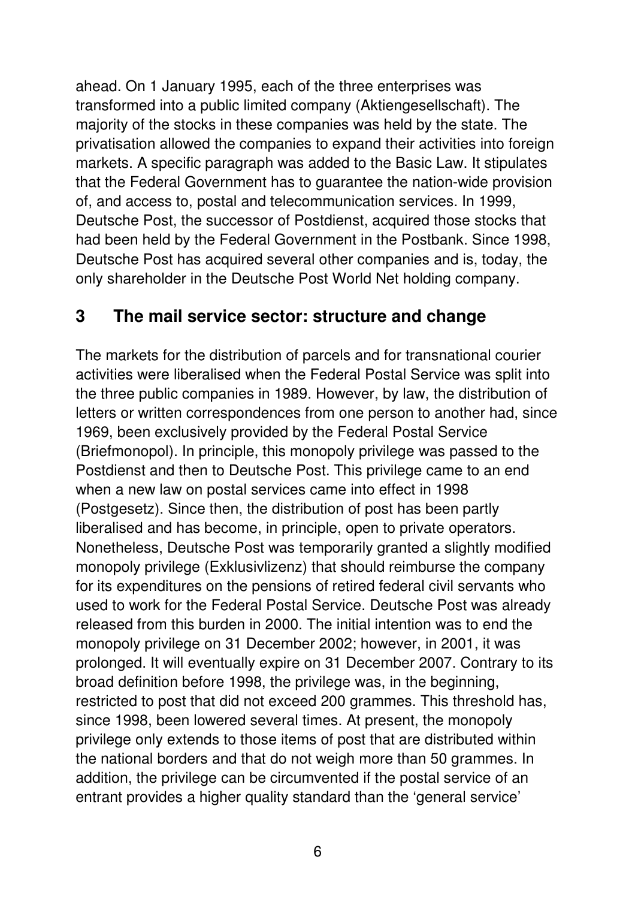ahead. On 1 January 1995, each of the three enterprises was transformed into a public limited company (Aktiengesellschaft). The majority of the stocks in these companies was held by the state. The privatisation allowed the companies to expand their activities into foreign markets. A specific paragraph was added to the Basic Law. It stipulates that the Federal Government has to guarantee the nation-wide provision of, and access to, postal and telecommunication services. In 1999, Deutsche Post, the successor of Postdienst, acquired those stocks that had been held by the Federal Government in the Postbank. Since 1998, Deutsche Post has acquired several other companies and is, today, the only shareholder in the Deutsche Post World Net holding company.

## 3 The mail service sector: structure and change

The markets for the distribution of parcels and for transnational courier activities were liberalised when the Federal Postal Service was split into the three public companies in 1989. However, by law, the distribution of letters or written correspondences from one person to another had, since 1969, been exclusively provided by the Federal Postal Service (Briefmonopol). In principle, this monopoly privilege was passed to the Postdienst and then to Deutsche Post. This privilege came to an end when a new law on postal services came into effect in 1998 (Postgesetz). Since then, the distribution of post has been partly liberalised and has become, in principle, open to private operators. Nonetheless, Deutsche Post was temporarily granted a slightly modified monopoly privilege (Exklusivlizenz) that should reimburse the company for its expenditures on the pensions of retired federal civil servants who used to work for the Federal Postal Service. Deutsche Post was already released from this burden in 2000. The initial intention was to end the monopoly privilege on 31 December 2002; however, in 2001, it was prolonged. It will eventually expire on 31 December 2007. Contrary to its broad definition before 1998, the privilege was, in the beginning, restricted to post that did not exceed 200 grammes. This threshold has, since 1998, been lowered several times. At present, the monopoly privilege only extends to those items of post that are distributed within the national borders and that do not weigh more than 50 grammes. In addition, the privilege can be circumvented if the postal service of an entrant provides a higher quality standard than the 'general service'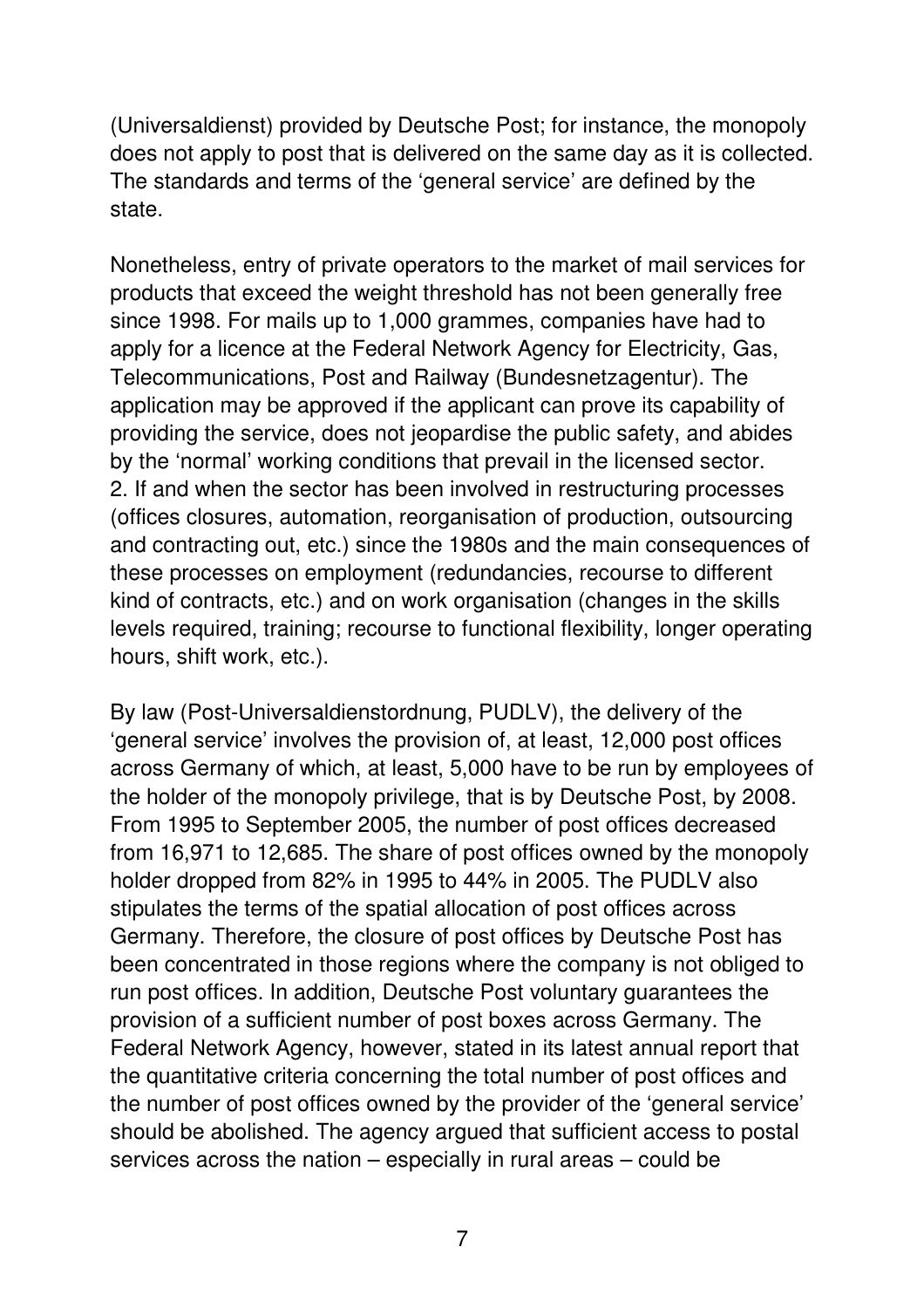(Universaldienst) provided by Deutsche Post; for instance, the monopoly does not apply to post that is delivered on the same day as it is collected. The standards and terms of the 'general service' are defined by the state.

Nonetheless, entry of private operators to the market of mail services for products that exceed the weight threshold has not been generally free since 1998. For mails up to 1,000 grammes, companies have had to apply for a licence at the Federal Network Agency for Electricity, Gas, Telecommunications, Post and Railway (Bundesnetzagentur). The application may be approved if the applicant can prove its capability of providing the service, does not jeopardise the public safety, and abides by the 'normal' working conditions that prevail in the licensed sector.

2. If and when the sector has been involved in restructuring processes (offices closures, automation, reorganisation of production, outsourcing and contracting out, etc.) since the 1980s and the main consequences of these processes on employment (redundancies, recourse to different kind of contracts, etc.) and on work organisation (changes in the skills levels required, training; recourse to functional flexibility, longer operating hours, shift work, etc.).

By law (Post-Universaldienstordnung, PUDLV), the delivery of the 'general service' involves the provision of, at least, 12,000 post offices across Germany of which, at least, 5,000 have to be run by employees of the holder of the monopoly privilege, that is by Deutsche Post, by 2008. From 1995 to September 2005, the number of post offices decreased from 16,971 to 12,685. The share of post offices owned by the monopoly holder dropped from 82% in 1995 to 44% in 2005. The PUDLV also stipulates the terms of the spatial allocation of post offices across Germany. Therefore, the closure of post offices by Deutsche Post has been concentrated in those regions where the company is not obliged to run post offices. In addition, Deutsche Post voluntary guarantees the provision of a sufficient number of post boxes across Germany. The Federal Network Agency, however, stated in its latest annual report that the quantitative criteria concerning the total number of post offices and the number of post offices owned by the provider of the 'general service' should be abolished. The agency argued that sufficient access to postal services across the nation – especially in rural areas – could be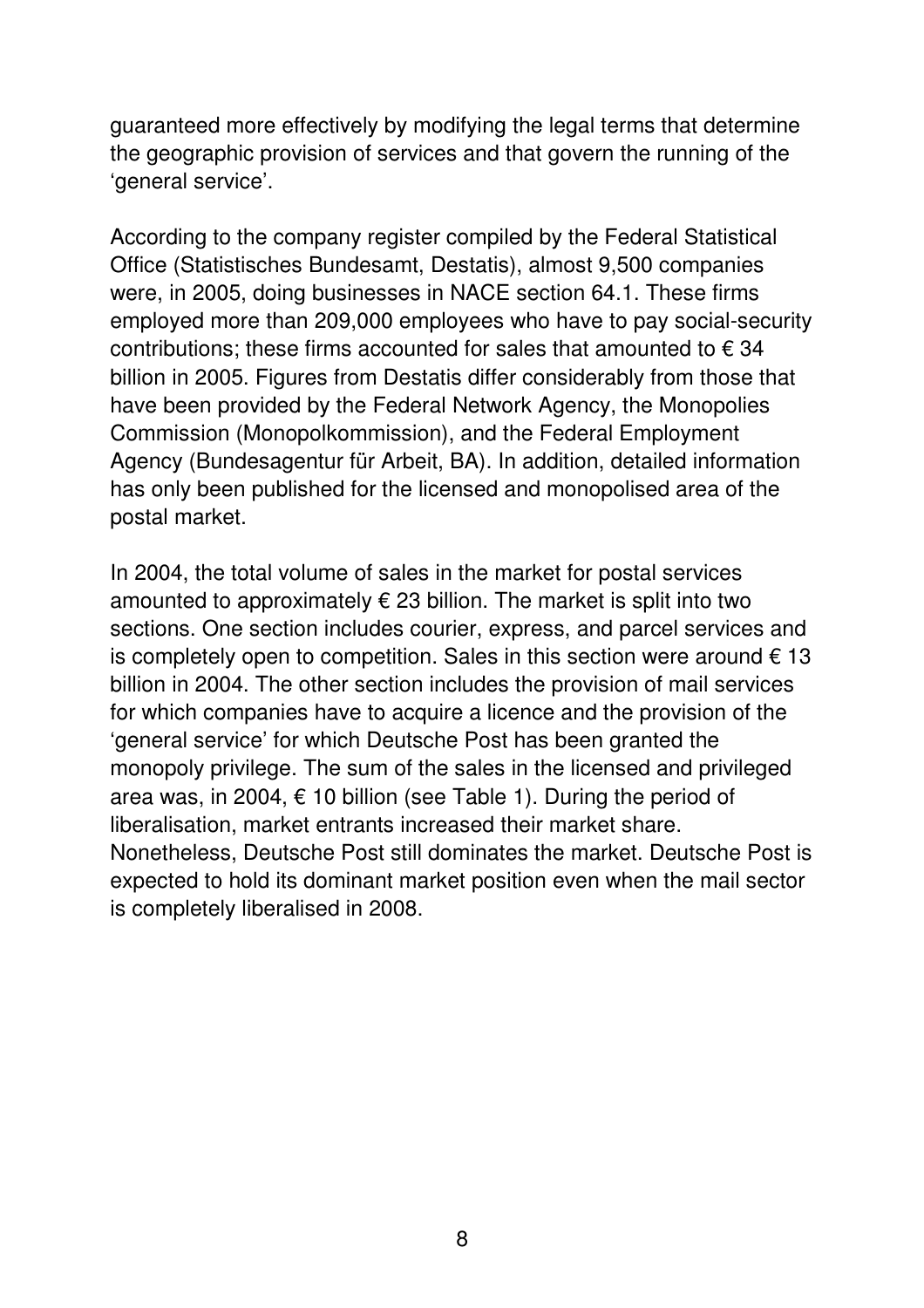guaranteed more effectively by modifying the legal terms that determine the geographic provision of services and that govern the running of the 'general service'.

According to the company register compiled by the Federal Statistical Office (Statistisches Bundesamt, Destatis), almost 9,500 companies were, in 2005, doing businesses in NACE section 64.1. These firms employed more than 209,000 employees who have to pay social-security contributions; these firms accounted for sales that amounted to € 34 billion in 2005. Figures from Destatis differ considerably from those that have been provided by the Federal Network Agency, the Monopolies Commission (Monopolkommission), and the Federal Employment Agency (Bundesagentur für Arbeit, BA). In addition, detailed information has only been published for the licensed and monopolised area of the postal market.

In 2004, the total volume of sales in the market for postal services amounted to approximately € 23 billion. The market is split into two sections. One section includes courier, express, and parcel services and is completely open to competition. Sales in this section were around € 13 billion in 2004. The other section includes the provision of mail services for which companies have to acquire a licence and the provision of the 'general service' for which Deutsche Post has been granted the monopoly privilege. The sum of the sales in the licensed and privileged area was, in 2004, € 10 billion (see Table 1). During the period of liberalisation, market entrants increased their market share. Nonetheless, Deutsche Post still dominates the market. Deutsche Post is expected to hold its dominant market position even when the mail sector is completely liberalised in 2008.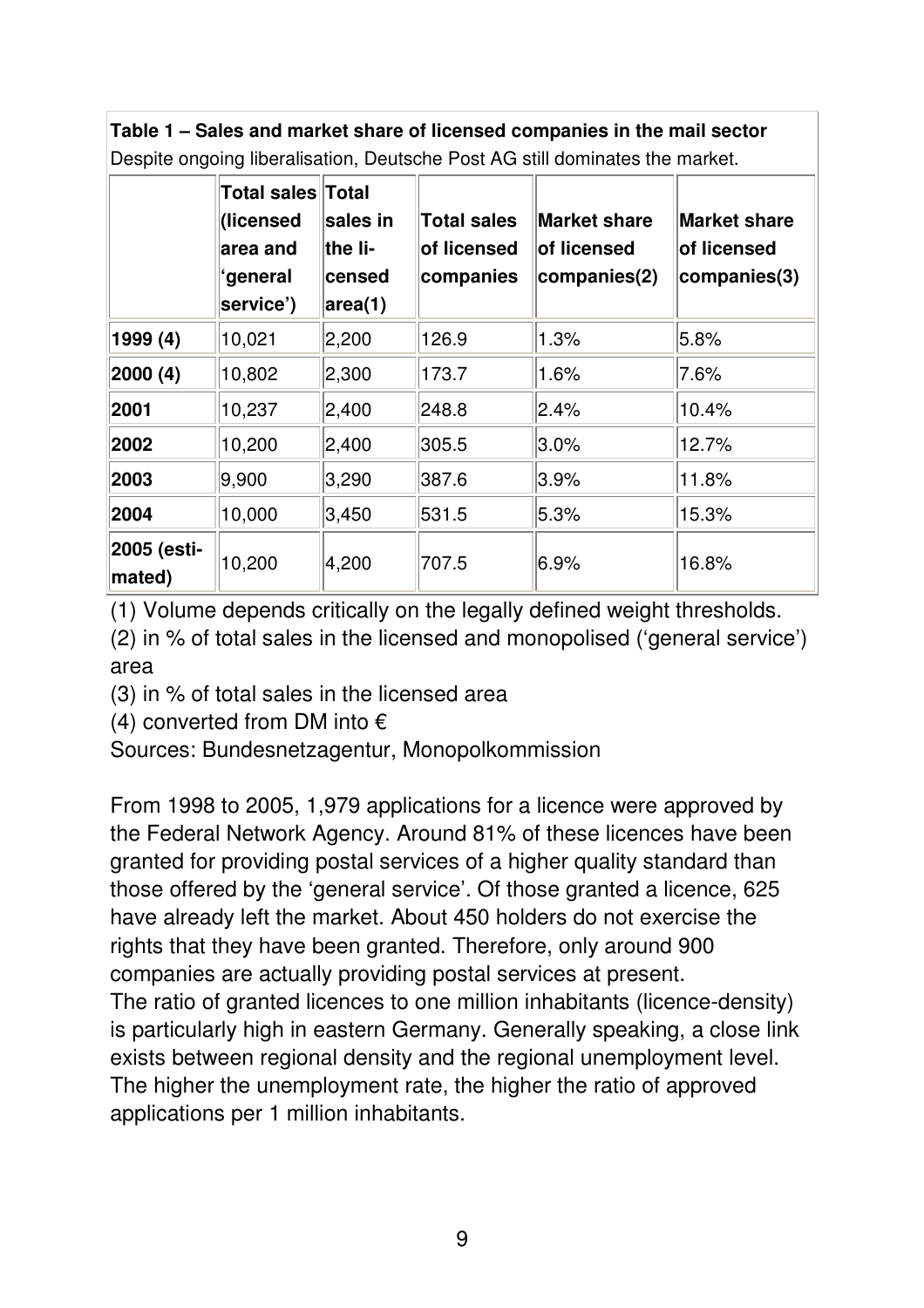**Table 1 – Sales and market share of licensed companies in the mail sector**
Despite ongoing liberalisation, Deutsche Post AG still dominates the market.

| | Total sales (licensed area and 'general service') | Total sales in the licensed area(1) | Total sales of licensed companies | Market share of licensed companies(2) | Market share of licensed companies(3) |
|---|---|---|---|---|---|
| **1999 (4)** | 10,021 | 2,200 | 126.9 | 1.3% | 5.8% |
| **2000 (4)** | 10,802 | 2,300 | 173.7 | 1.6% | 7.6% |
| **2001** | 10,237 | 2,400 | 248.8 | 2.4% | 10.4% |
| **2002** | 10,200 | 2,400 | 305.5 | 3.0% | 12.7% |
| **2003** | 9,900 | 3,290 | 387.6 | 3.9% | 11.8% |
| **2004** | 10,000 | 3,450 | 531.5 | 5.3% | 15.3% |
| **2005 (estimated)** | 10,200 | 4,200 | 707.5 | 6.9% | 16.8% |

(1) Volume depends critically on the legally defined weight thresholds.
(2) in % of total sales in the licensed and monopolised ('general service') area
(3) in % of total sales in the licensed area
(4) converted from DM into €
Sources: Bundesnetzagentur, Monopolkommission

From 1998 to 2005, 1,979 applications for a licence were approved by the Federal Network Agency. Around 81% of these licences have been granted for providing postal services of a higher quality standard than those offered by the 'general service'. Of those granted a licence, 625 have already left the market. About 450 holders do not exercise the rights that they have been granted. Therefore, only around 900 companies are actually providing postal services at present.
The ratio of granted licences to one million inhabitants (licence-density) is particularly high in eastern Germany. Generally speaking, a close link exists between regional density and the regional unemployment level. The higher the unemployment rate, the higher the ratio of approved applications per 1 million inhabitants.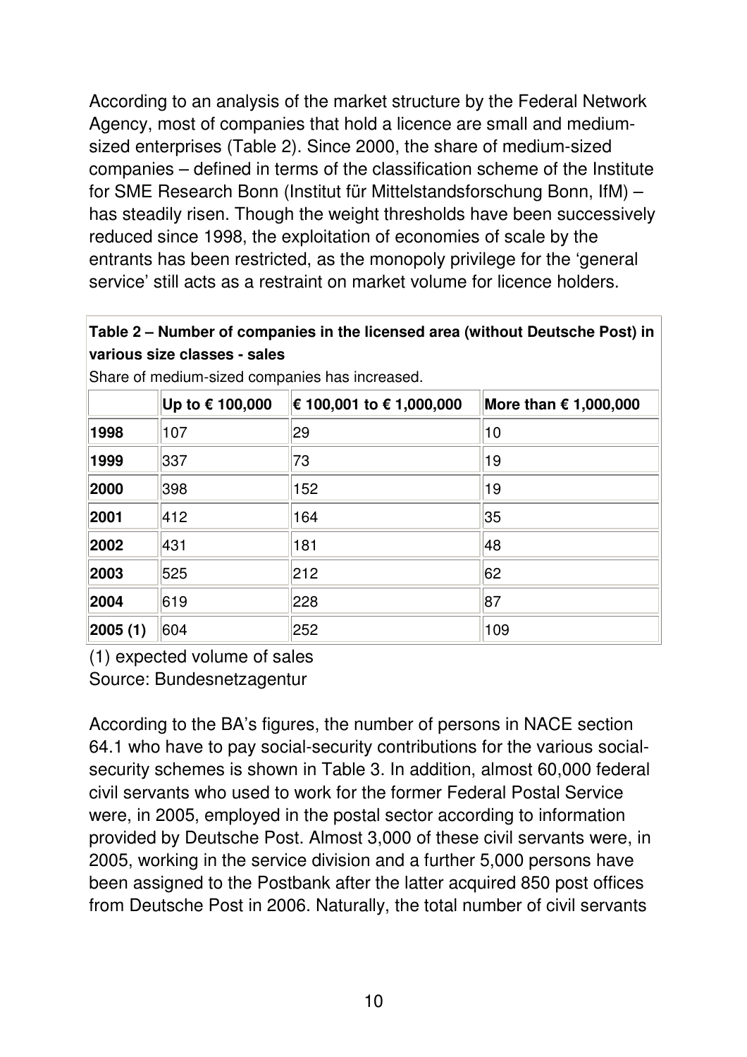According to an analysis of the market structure by the Federal Network Agency, most of companies that hold a licence are small and medium-sized enterprises (Table 2). Since 2000, the share of medium-sized companies – defined in terms of the classification scheme of the Institute for SME Research Bonn (Institut für Mittelstandsforschung Bonn, IfM) – has steadily risen. Though the weight thresholds have been successively reduced since 1998, the exploitation of economies of scale by the entrants has been restricted, as the monopoly privilege for the 'general service' still acts as a restraint on market volume for licence holders.

**Table 2 – Number of companies in the licensed area (without Deutsche Post) in various size classes - sales**

Share of medium-sized companies has increased.

| | Up to € 100,000 | € 100,001 to € 1,000,000 | More than € 1,000,000 |
|---|---|---|---|
| **1998** | 107 | 29 | 10 |
| **1999** | 337 | 73 | 19 |
| **2000** | 398 | 152 | 19 |
| **2001** | 412 | 164 | 35 |
| **2002** | 431 | 181 | 48 |
| **2003** | 525 | 212 | 62 |
| **2004** | 619 | 228 | 87 |
| **2005 (1)** | 604 | 252 | 109 |

(1) expected volume of sales
Source: Bundesnetzagentur

According to the BA's figures, the number of persons in NACE section 64.1 who have to pay social-security contributions for the various social-security schemes is shown in Table 3. In addition, almost 60,000 federal civil servants who used to work for the former Federal Postal Service were, in 2005, employed in the postal sector according to information provided by Deutsche Post. Almost 3,000 of these civil servants were, in 2005, working in the service division and a further 5,000 persons have been assigned to the Postbank after the latter acquired 850 post offices from Deutsche Post in 2006. Naturally, the total number of civil servants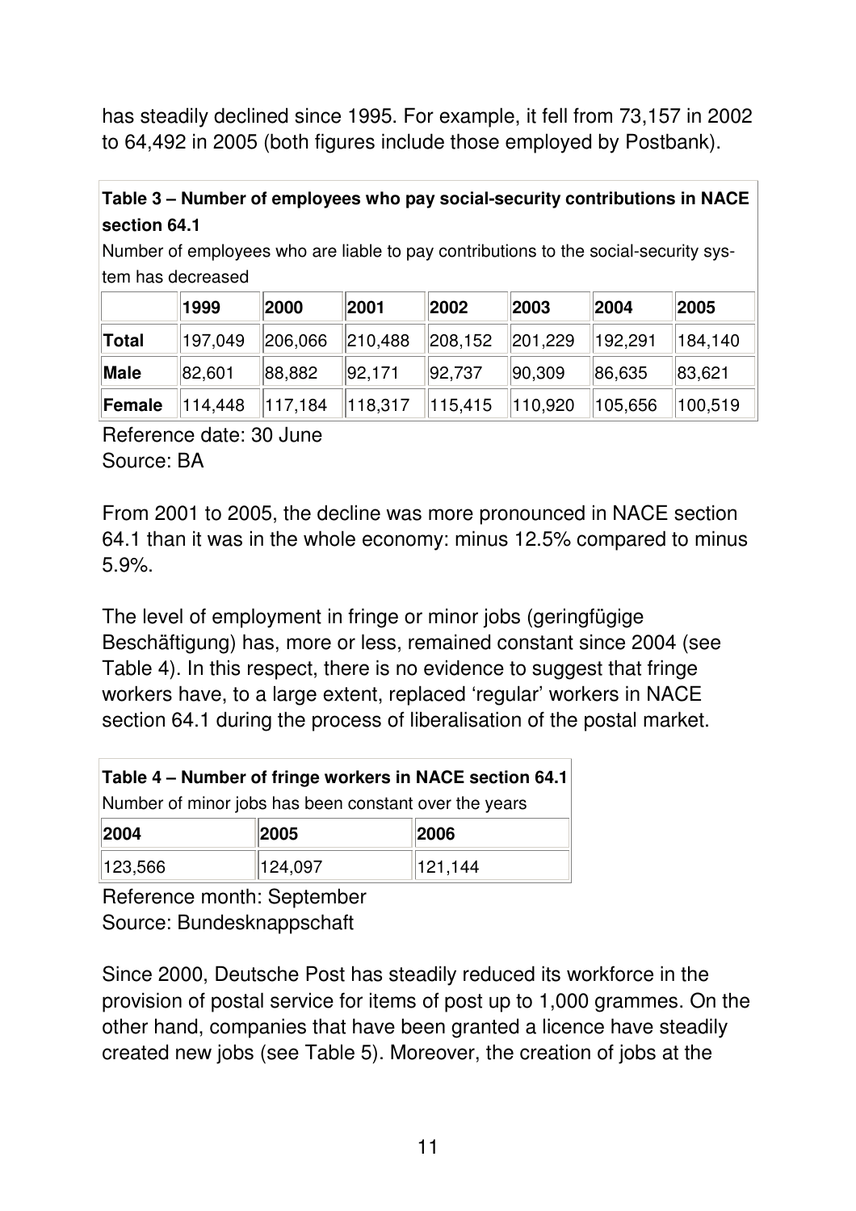has steadily declined since 1995. For example, it fell from 73,157 in 2002 to 64,492 in 2005 (both figures include those employed by Postbank).

**Table 3 – Number of employees who pay social-security contributions in NACE section 64.1**

Number of employees who are liable to pay contributions to the social-security system has decreased

| | 1999 | 2000 | 2001 | 2002 | 2003 | 2004 | 2005 |
|---|---|---|---|---|---|---|---|
| **Total** | 197,049 | 206,066 | 210,488 | 208,152 | 201,229 | 192,291 | 184,140 |
| **Male** | 82,601 | 88,882 | 92,171 | 92,737 | 90,309 | 86,635 | 83,621 |
| **Female** | 114,448 | 117,184 | 118,317 | 115,415 | 110,920 | 105,656 | 100,519 |

Reference date: 30 June
Source: BA

From 2001 to 2005, the decline was more pronounced in NACE section 64.1 than it was in the whole economy: minus 12.5% compared to minus 5.9%.

The level of employment in fringe or minor jobs (geringfügige Beschäftigung) has, more or less, remained constant since 2004 (see Table 4). In this respect, there is no evidence to suggest that fringe workers have, to a large extent, replaced 'regular' workers in NACE section 64.1 during the process of liberalisation of the postal market.

**Table 4 – Number of fringe workers in NACE section 64.1**

Number of minor jobs has been constant over the years

| 2004 | 2005 | 2006 |
|---|---|---|
| 123,566 | 124,097 | 121,144 |

Reference month: September
Source: Bundesknappschaft

Since 2000, Deutsche Post has steadily reduced its workforce in the provision of postal service for items of post up to 1,000 grammes. On the other hand, companies that have been granted a licence have steadily created new jobs (see Table 5). Moreover, the creation of jobs at the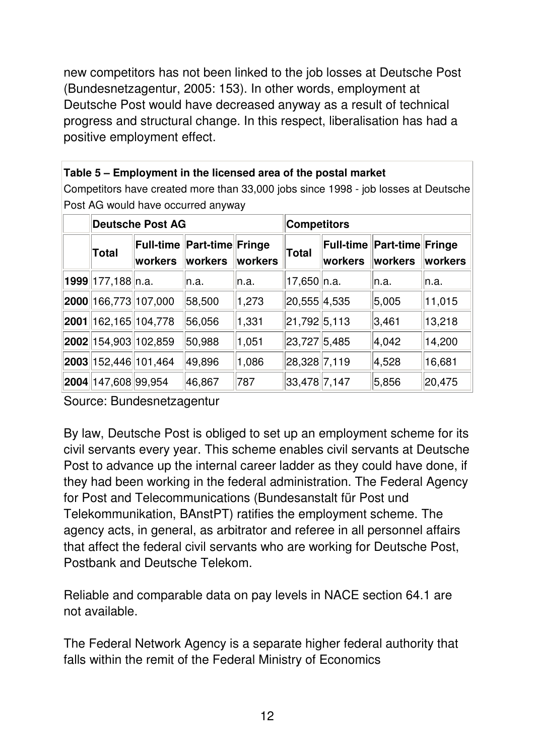new competitors has not been linked to the job losses at Deutsche Post (Bundesnetzagentur, 2005: 153). In other words, employment at Deutsche Post would have decreased anyway as a result of technical progress and structural change. In this respect, liberalisation has had a positive employment effect.

**Table 5 – Employment in the licensed area of the postal market**

Competitors have created more than 33,000 jobs since 1998 - job losses at Deutsche Post AG would have occurred anyway

| | Deutsche Post AG | | | | Competitors | | | |
|---|---|---|---|---|---|---|---|---|
| | **Total** | **Full-time workers** | **Part-time workers** | **Fringe workers** | **Total** | **Full-time workers** | **Part-time workers** | **Fringe workers** |
| **1999** | 177,188 | n.a. | n.a. | n.a. | 17,650 | n.a. | n.a. | n.a. |
| **2000** | 166,773 | 107,000 | 58,500 | 1,273 | 20,555 | 4,535 | 5,005 | 11,015 |
| **2001** | 162,165 | 104,778 | 56,056 | 1,331 | 21,792 | 5,113 | 3,461 | 13,218 |
| **2002** | 154,903 | 102,859 | 50,988 | 1,051 | 23,727 | 5,485 | 4,042 | 14,200 |
| **2003** | 152,446 | 101,464 | 49,896 | 1,086 | 28,328 | 7,119 | 4,528 | 16,681 |
| **2004** | 147,608 | 99,954 | 46,867 | 787 | 33,478 | 7,147 | 5,856 | 20,475 |

Source: Bundesnetzagentur

By law, Deutsche Post is obliged to set up an employment scheme for its civil servants every year. This scheme enables civil servants at Deutsche Post to advance up the internal career ladder as they could have done, if they had been working in the federal administration. The Federal Agency for Post and Telecommunications (Bundesanstalt für Post und Telekommunikation, BAnstPT) ratifies the employment scheme. The agency acts, in general, as arbitrator and referee in all personnel affairs that affect the federal civil servants who are working for Deutsche Post, Postbank and Deutsche Telekom.

Reliable and comparable data on pay levels in NACE section 64.1 are not available.

The Federal Network Agency is a separate higher federal authority that falls within the remit of the Federal Ministry of Economics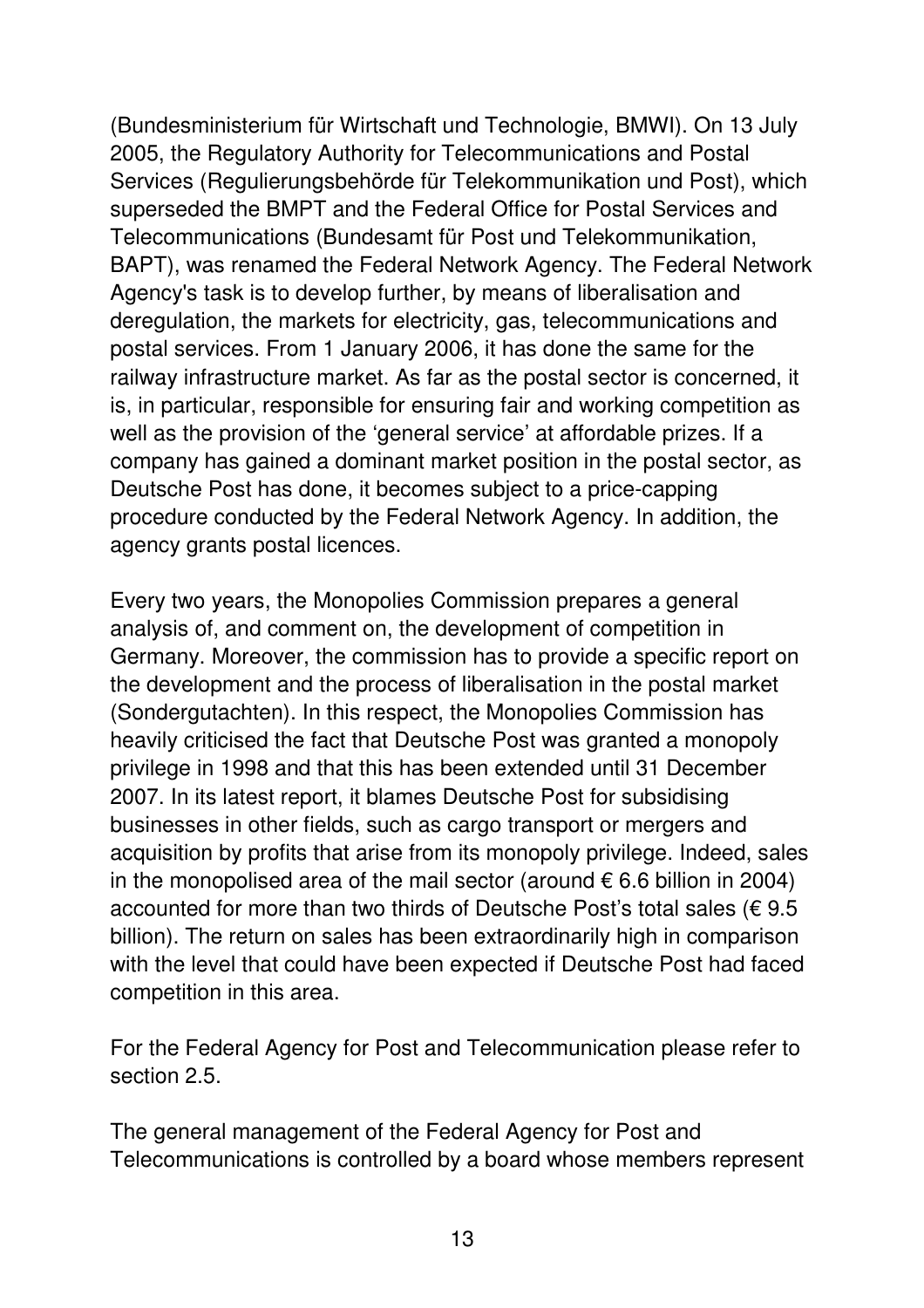(Bundesministerium für Wirtschaft und Technologie, BMWI). On 13 July 2005, the Regulatory Authority for Telecommunications and Postal Services (Regulierungsbehörde für Telekommunikation und Post), which superseded the BMPT and the Federal Office for Postal Services and Telecommunications (Bundesamt für Post und Telekommunikation, BAPT), was renamed the Federal Network Agency. The Federal Network Agency's task is to develop further, by means of liberalisation and deregulation, the markets for electricity, gas, telecommunications and postal services. From 1 January 2006, it has done the same for the railway infrastructure market. As far as the postal sector is concerned, it is, in particular, responsible for ensuring fair and working competition as well as the provision of the 'general service' at affordable prizes. If a company has gained a dominant market position in the postal sector, as Deutsche Post has done, it becomes subject to a price-capping procedure conducted by the Federal Network Agency. In addition, the agency grants postal licences.

Every two years, the Monopolies Commission prepares a general analysis of, and comment on, the development of competition in Germany. Moreover, the commission has to provide a specific report on the development and the process of liberalisation in the postal market (Sondergutachten). In this respect, the Monopolies Commission has heavily criticised the fact that Deutsche Post was granted a monopoly privilege in 1998 and that this has been extended until 31 December 2007. In its latest report, it blames Deutsche Post for subsidising businesses in other fields, such as cargo transport or mergers and acquisition by profits that arise from its monopoly privilege. Indeed, sales in the monopolised area of the mail sector (around € 6.6 billion in 2004) accounted for more than two thirds of Deutsche Post's total sales (€ 9.5 billion). The return on sales has been extraordinarily high in comparison with the level that could have been expected if Deutsche Post had faced competition in this area.

For the Federal Agency for Post and Telecommunication please refer to section 2.5.

The general management of the Federal Agency for Post and Telecommunications is controlled by a board whose members represent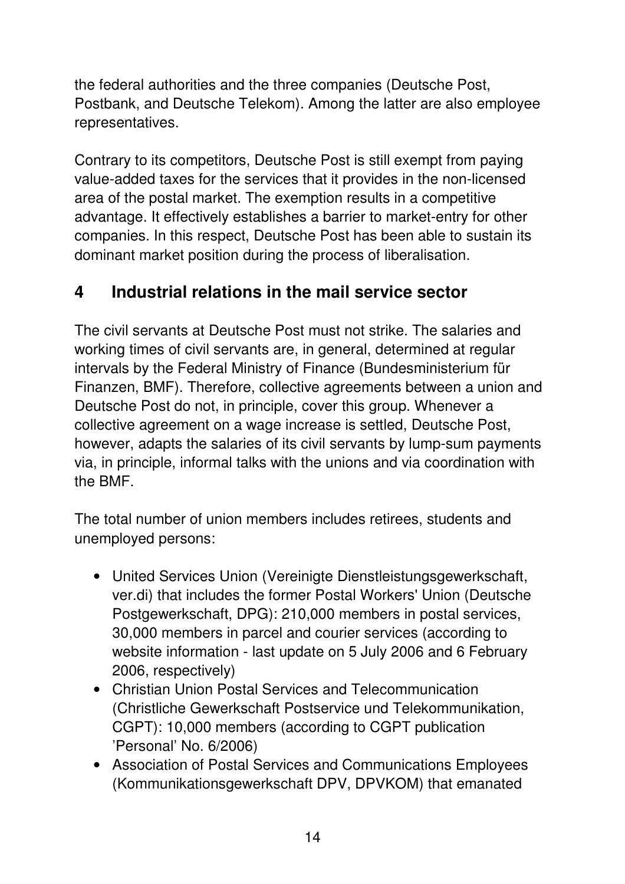the federal authorities and the three companies (Deutsche Post, Postbank, and Deutsche Telekom). Among the latter are also employee representatives.

Contrary to its competitors, Deutsche Post is still exempt from paying value-added taxes for the services that it provides in the non-licensed area of the postal market. The exemption results in a competitive advantage. It effectively establishes a barrier to market-entry for other companies. In this respect, Deutsche Post has been able to sustain its dominant market position during the process of liberalisation.

## 4 Industrial relations in the mail service sector

The civil servants at Deutsche Post must not strike. The salaries and working times of civil servants are, in general, determined at regular intervals by the Federal Ministry of Finance (Bundesministerium für Finanzen, BMF). Therefore, collective agreements between a union and Deutsche Post do not, in principle, cover this group. Whenever a collective agreement on a wage increase is settled, Deutsche Post, however, adapts the salaries of its civil servants by lump-sum payments via, in principle, informal talks with the unions and via coordination with the BMF.

The total number of union members includes retirees, students and unemployed persons:

- United Services Union (Vereinigte Dienstleistungsgewerkschaft, ver.di) that includes the former Postal Workers' Union (Deutsche Postgewerkschaft, DPG): 210,000 members in postal services, 30,000 members in parcel and courier services (according to website information - last update on 5 July 2006 and 6 February 2006, respectively)
- Christian Union Postal Services and Telecommunication (Christliche Gewerkschaft Postservice und Telekommunikation, CGPT): 10,000 members (according to CGPT publication 'Personal' No. 6/2006)
- Association of Postal Services and Communications Employees (Kommunikationsgewerkschaft DPV, DPVKOM) that emanated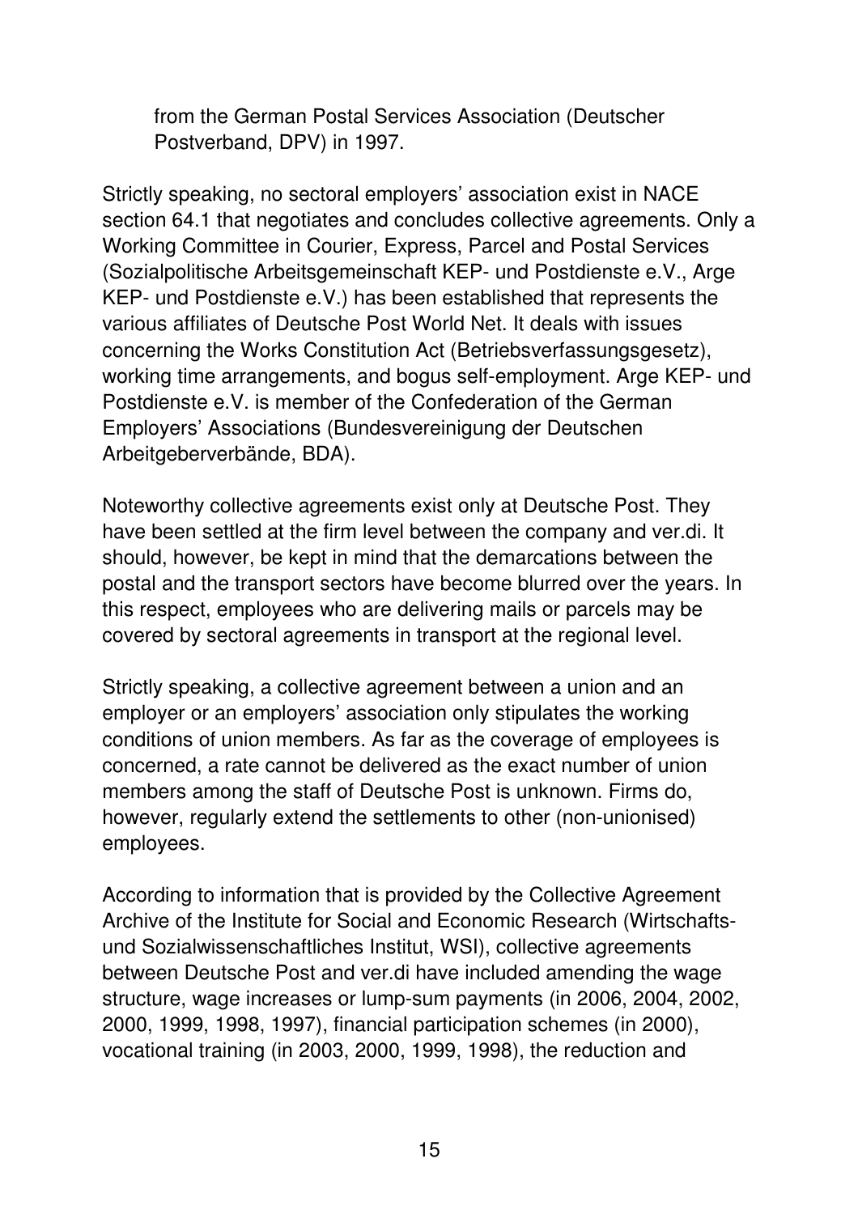from the German Postal Services Association (Deutscher Postverband, DPV) in 1997.

Strictly speaking, no sectoral employers' association exist in NACE section 64.1 that negotiates and concludes collective agreements. Only a Working Committee in Courier, Express, Parcel and Postal Services (Sozialpolitische Arbeitsgemeinschaft KEP- und Postdienste e.V., Arge KEP- und Postdienste e.V.) has been established that represents the various affiliates of Deutsche Post World Net. It deals with issues concerning the Works Constitution Act (Betriebsverfassungsgesetz), working time arrangements, and bogus self-employment. Arge KEP- und Postdienste e.V. is member of the Confederation of the German Employers' Associations (Bundesvereinigung der Deutschen Arbeitgeberverbände, BDA).

Noteworthy collective agreements exist only at Deutsche Post. They have been settled at the firm level between the company and ver.di. It should, however, be kept in mind that the demarcations between the postal and the transport sectors have become blurred over the years. In this respect, employees who are delivering mails or parcels may be covered by sectoral agreements in transport at the regional level.

Strictly speaking, a collective agreement between a union and an employer or an employers' association only stipulates the working conditions of union members. As far as the coverage of employees is concerned, a rate cannot be delivered as the exact number of union members among the staff of Deutsche Post is unknown. Firms do, however, regularly extend the settlements to other (non-unionised) employees.

According to information that is provided by the Collective Agreement Archive of the Institute for Social and Economic Research (Wirtschafts- und Sozialwissenschaftliches Institut, WSI), collective agreements between Deutsche Post and ver.di have included amending the wage structure, wage increases or lump-sum payments (in 2006, 2004, 2002, 2000, 1999, 1998, 1997), financial participation schemes (in 2000), vocational training (in 2003, 2000, 1999, 1998), the reduction and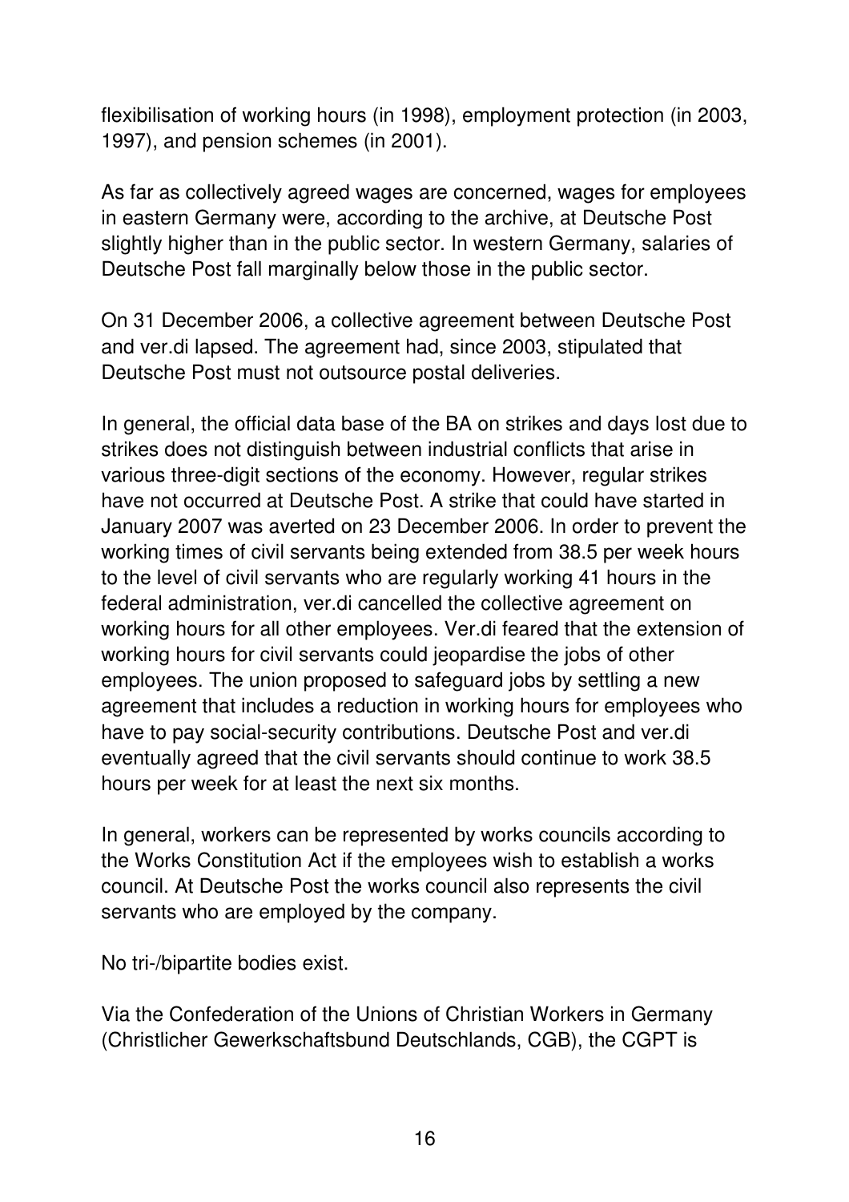flexibilisation of working hours (in 1998), employment protection (in 2003, 1997), and pension schemes (in 2001).

As far as collectively agreed wages are concerned, wages for employees in eastern Germany were, according to the archive, at Deutsche Post slightly higher than in the public sector. In western Germany, salaries of Deutsche Post fall marginally below those in the public sector.

On 31 December 2006, a collective agreement between Deutsche Post and ver.di lapsed. The agreement had, since 2003, stipulated that Deutsche Post must not outsource postal deliveries.

In general, the official data base of the BA on strikes and days lost due to strikes does not distinguish between industrial conflicts that arise in various three-digit sections of the economy. However, regular strikes have not occurred at Deutsche Post. A strike that could have started in January 2007 was averted on 23 December 2006. In order to prevent the working times of civil servants being extended from 38.5 per week hours to the level of civil servants who are regularly working 41 hours in the federal administration, ver.di cancelled the collective agreement on working hours for all other employees. Ver.di feared that the extension of working hours for civil servants could jeopardise the jobs of other employees. The union proposed to safeguard jobs by settling a new agreement that includes a reduction in working hours for employees who have to pay social-security contributions. Deutsche Post and ver.di eventually agreed that the civil servants should continue to work 38.5 hours per week for at least the next six months.

In general, workers can be represented by works councils according to the Works Constitution Act if the employees wish to establish a works council. At Deutsche Post the works council also represents the civil servants who are employed by the company.

No tri-/bipartite bodies exist.

Via the Confederation of the Unions of Christian Workers in Germany (Christlicher Gewerkschaftsbund Deutschlands, CGB), the CGPT is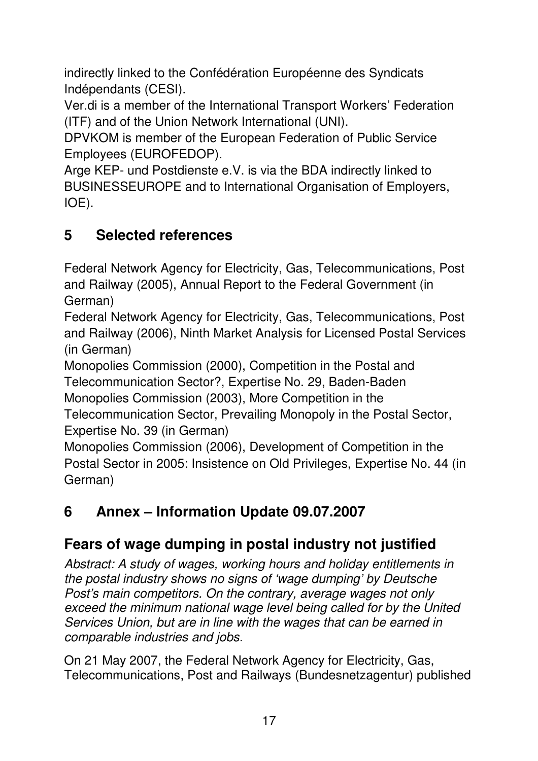indirectly linked to the Confédération Européenne des Syndicats Indépendants (CESI).

Ver.di is a member of the International Transport Workers' Federation (ITF) and of the Union Network International (UNI).

DPVKOM is member of the European Federation of Public Service Employees (EUROFEDOP).

Arge KEP- und Postdienste e.V. is via the BDA indirectly linked to BUSINESSEUROPE and to International Organisation of Employers, IOE).

## 5 Selected references

Federal Network Agency for Electricity, Gas, Telecommunications, Post and Railway (2005), Annual Report to the Federal Government (in German)

Federal Network Agency for Electricity, Gas, Telecommunications, Post and Railway (2006), Ninth Market Analysis for Licensed Postal Services (in German)

Monopolies Commission (2000), Competition in the Postal and Telecommunication Sector?, Expertise No. 29, Baden-Baden

Monopolies Commission (2003), More Competition in the Telecommunication Sector, Prevailing Monopoly in the Postal Sector, Expertise No. 39 (in German)

Monopolies Commission (2006), Development of Competition in the Postal Sector in 2005: Insistence on Old Privileges, Expertise No. 44 (in German)

## 6 Annex – Information Update 09.07.2007

### Fears of wage dumping in postal industry not justified

*Abstract: A study of wages, working hours and holiday entitlements in the postal industry shows no signs of 'wage dumping' by Deutsche Post's main competitors. On the contrary, average wages not only exceed the minimum national wage level being called for by the United Services Union, but are in line with the wages that can be earned in comparable industries and jobs.*

On 21 May 2007, the Federal Network Agency for Electricity, Gas, Telecommunications, Post and Railways (Bundesnetzagentur) published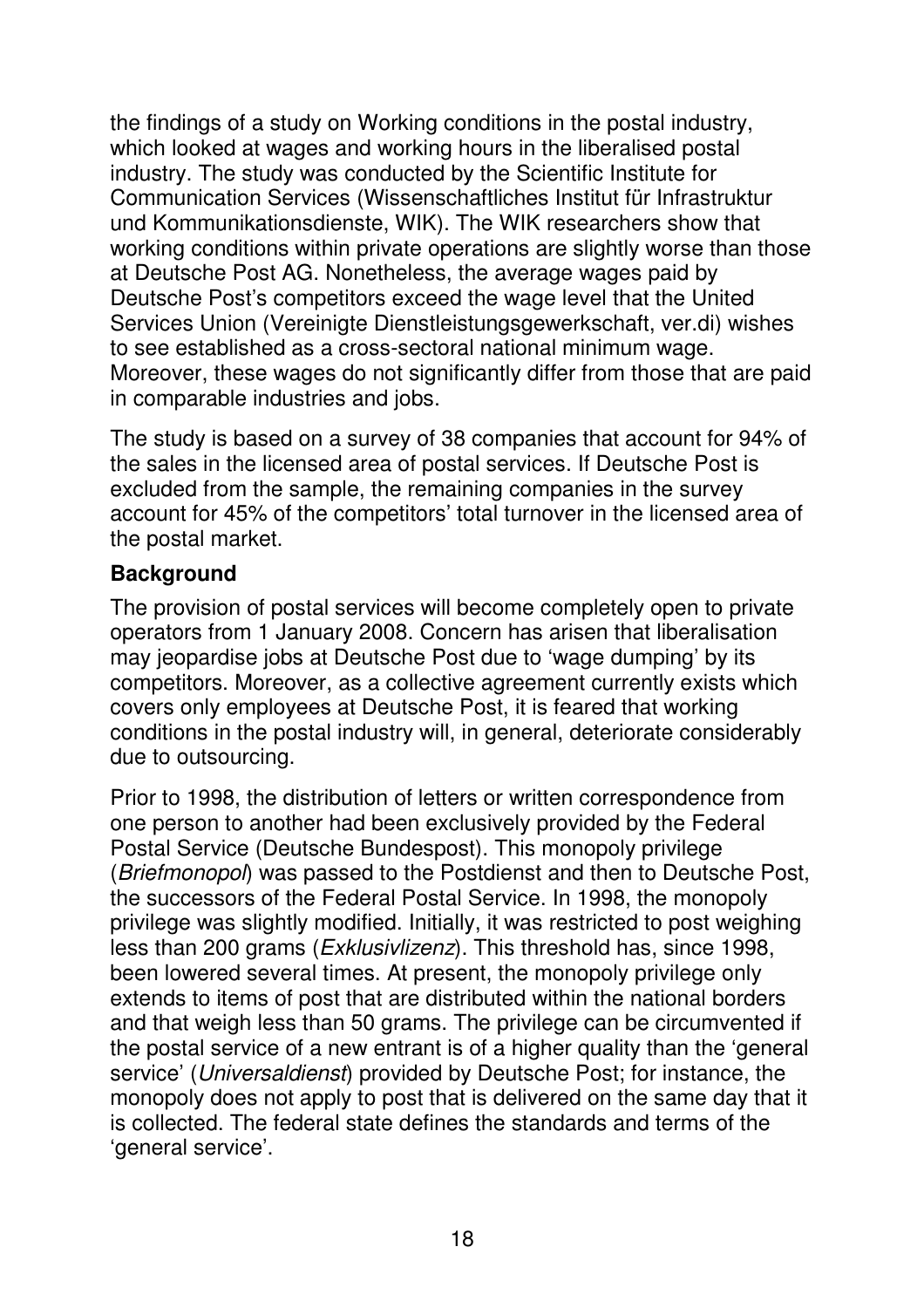the findings of a study on Working conditions in the postal industry, which looked at wages and working hours in the liberalised postal industry. The study was conducted by the Scientific Institute for Communication Services (Wissenschaftliches Institut für Infrastruktur und Kommunikationsdienste, WIK). The WIK researchers show that working conditions within private operations are slightly worse than those at Deutsche Post AG. Nonetheless, the average wages paid by Deutsche Post's competitors exceed the wage level that the United Services Union (Vereinigte Dienstleistungsgewerkschaft, ver.di) wishes to see established as a cross-sectoral national minimum wage. Moreover, these wages do not significantly differ from those that are paid in comparable industries and jobs.

The study is based on a survey of 38 companies that account for 94% of the sales in the licensed area of postal services. If Deutsche Post is excluded from the sample, the remaining companies in the survey account for 45% of the competitors' total turnover in the licensed area of the postal market.

**Background**

The provision of postal services will become completely open to private operators from 1 January 2008. Concern has arisen that liberalisation may jeopardise jobs at Deutsche Post due to 'wage dumping' by its competitors. Moreover, as a collective agreement currently exists which covers only employees at Deutsche Post, it is feared that working conditions in the postal industry will, in general, deteriorate considerably due to outsourcing.

Prior to 1998, the distribution of letters or written correspondence from one person to another had been exclusively provided by the Federal Postal Service (Deutsche Bundespost). This monopoly privilege (*Briefmonopol*) was passed to the Postdienst and then to Deutsche Post, the successors of the Federal Postal Service. In 1998, the monopoly privilege was slightly modified. Initially, it was restricted to post weighing less than 200 grams (*Exklusivlizenz*). This threshold has, since 1998, been lowered several times. At present, the monopoly privilege only extends to items of post that are distributed within the national borders and that weigh less than 50 grams. The privilege can be circumvented if the postal service of a new entrant is of a higher quality than the 'general service' (*Universaldienst*) provided by Deutsche Post; for instance, the monopoly does not apply to post that is delivered on the same day that it is collected. The federal state defines the standards and terms of the 'general service'.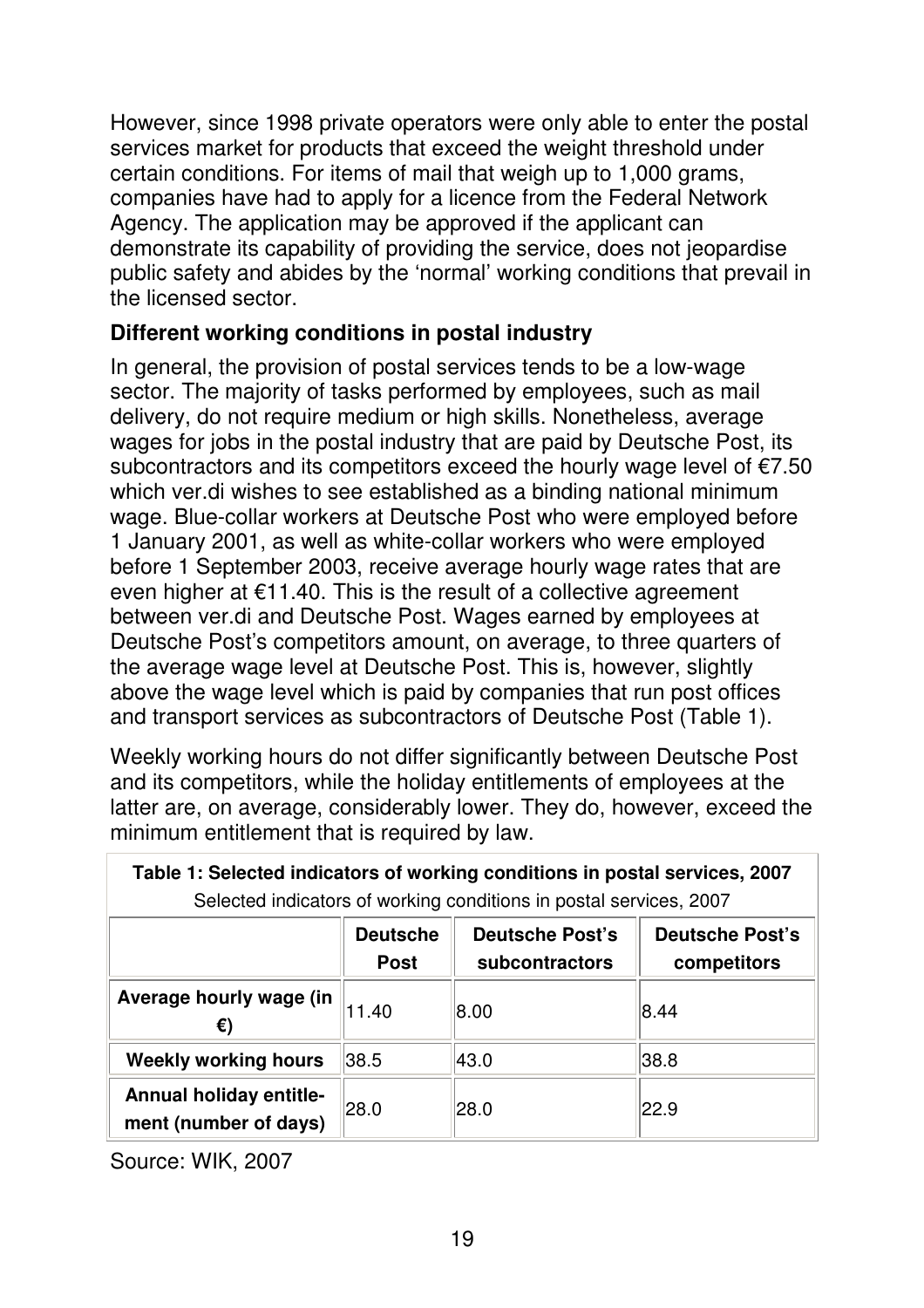However, since 1998 private operators were only able to enter the postal services market for products that exceed the weight threshold under certain conditions. For items of mail that weigh up to 1,000 grams, companies have had to apply for a licence from the Federal Network Agency. The application may be approved if the applicant can demonstrate its capability of providing the service, does not jeopardise public safety and abides by the 'normal' working conditions that prevail in the licensed sector.

### Different working conditions in postal industry

In general, the provision of postal services tends to be a low-wage sector. The majority of tasks performed by employees, such as mail delivery, do not require medium or high skills. Nonetheless, average wages for jobs in the postal industry that are paid by Deutsche Post, its subcontractors and its competitors exceed the hourly wage level of €7.50 which ver.di wishes to see established as a binding national minimum wage. Blue-collar workers at Deutsche Post who were employed before 1 January 2001, as well as white-collar workers who were employed before 1 September 2003, receive average hourly wage rates that are even higher at €11.40. This is the result of a collective agreement between ver.di and Deutsche Post. Wages earned by employees at Deutsche Post's competitors amount, on average, to three quarters of the average wage level at Deutsche Post. This is, however, slightly above the wage level which is paid by companies that run post offices and transport services as subcontractors of Deutsche Post (Table 1).

Weekly working hours do not differ significantly between Deutsche Post and its competitors, while the holiday entitlements of employees at the latter are, on average, considerably lower. They do, however, exceed the minimum entitlement that is required by law.

**Table 1: Selected indicators of working conditions in postal services, 2007**

Selected indicators of working conditions in postal services, 2007

| | Deutsche Post | Deutsche Post's subcontractors | Deutsche Post's competitors |
|---|---|---|---|
| **Average hourly wage (in €)** | 11.40 | 8.00 | 8.44 |
| **Weekly working hours** | 38.5 | 43.0 | 38.8 |
| **Annual holiday entitlement (number of days)** | 28.0 | 28.0 | 22.9 |

Source: WIK, 2007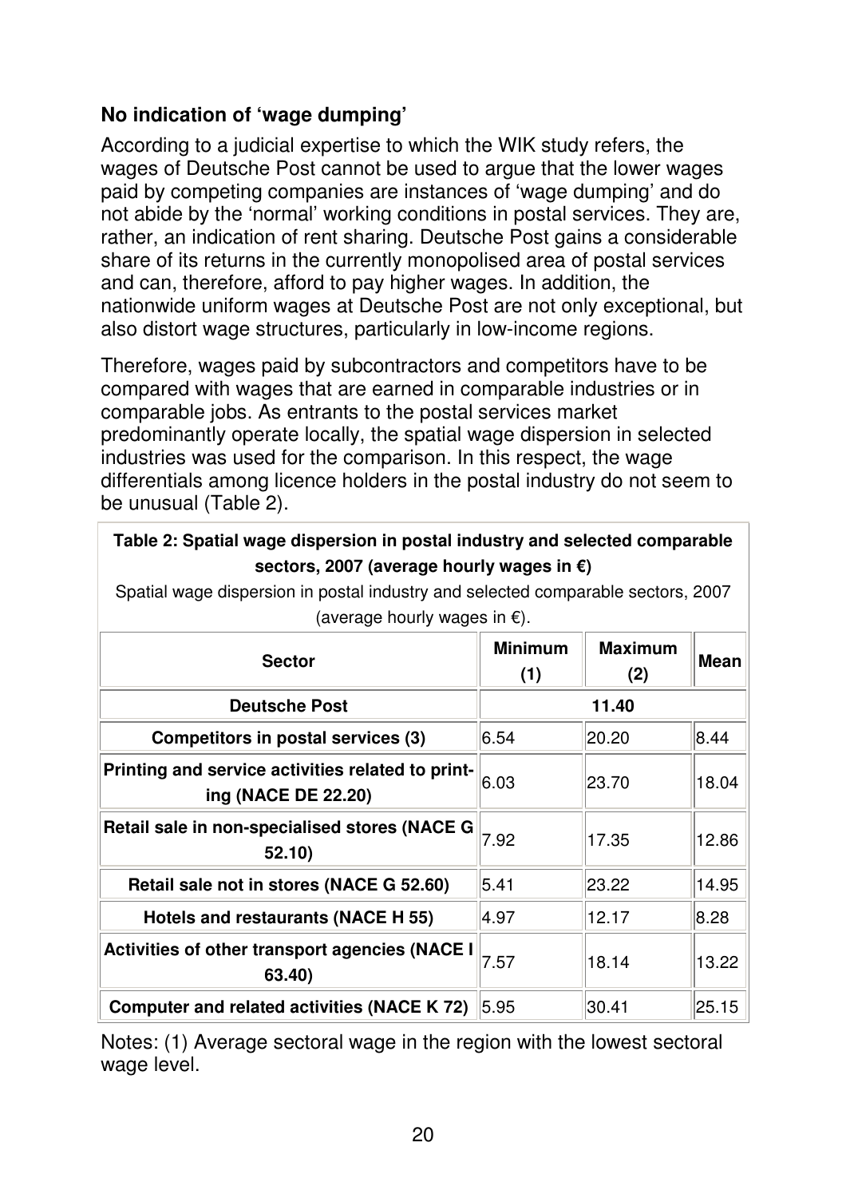### No indication of 'wage dumping'

According to a judicial expertise to which the WIK study refers, the wages of Deutsche Post cannot be used to argue that the lower wages paid by competing companies are instances of 'wage dumping' and do not abide by the 'normal' working conditions in postal services. They are, rather, an indication of rent sharing. Deutsche Post gains a considerable share of its returns in the currently monopolised area of postal services and can, therefore, afford to pay higher wages. In addition, the nationwide uniform wages at Deutsche Post are not only exceptional, but also distort wage structures, particularly in low-income regions.

Therefore, wages paid by subcontractors and competitors have to be compared with wages that are earned in comparable industries or in comparable jobs. As entrants to the postal services market predominantly operate locally, the spatial wage dispersion in selected industries was used for the comparison. In this respect, the wage differentials among licence holders in the postal industry do not seem to be unusual (Table 2).

**Table 2: Spatial wage dispersion in postal industry and selected comparable sectors, 2007 (average hourly wages in €)**

Spatial wage dispersion in postal industry and selected comparable sectors, 2007 (average hourly wages in €).

| Sector | Minimum (1) | Maximum (2) | Mean |
|---|---|---|---|
| **Deutsche Post** | **11.40** | | |
| **Competitors in postal services (3)** | 6.54 | 20.20 | 8.44 |
| **Printing and service activities related to printing (NACE DE 22.20)** | 6.03 | 23.70 | 18.04 |
| **Retail sale in non-specialised stores (NACE G 52.10)** | 7.92 | 17.35 | 12.86 |
| **Retail sale not in stores (NACE G 52.60)** | 5.41 | 23.22 | 14.95 |
| **Hotels and restaurants (NACE H 55)** | 4.97 | 12.17 | 8.28 |
| **Activities of other transport agencies (NACE I 63.40)** | 7.57 | 18.14 | 13.22 |
| **Computer and related activities (NACE K 72)** | 5.95 | 30.41 | 25.15 |

Notes: (1) Average sectoral wage in the region with the lowest sectoral wage level.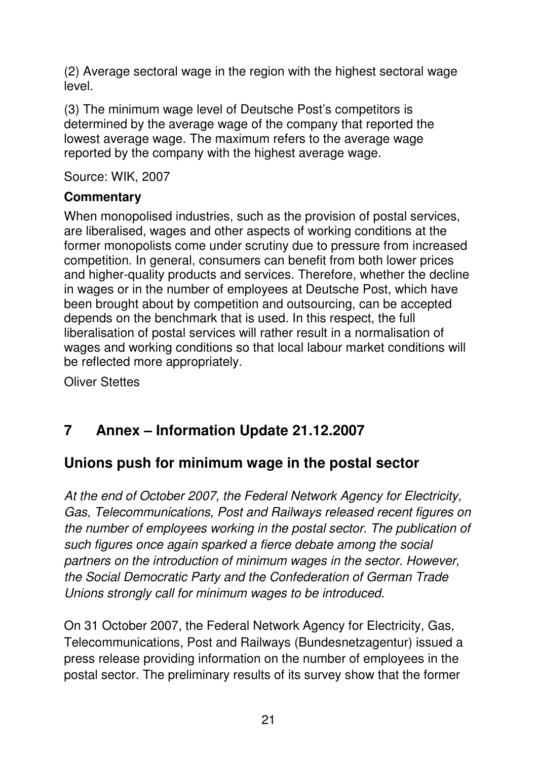(2) Average sectoral wage in the region with the highest sectoral wage level.

(3) The minimum wage level of Deutsche Post's competitors is determined by the average wage of the company that reported the lowest average wage. The maximum refers to the average wage reported by the company with the highest average wage.

Source: WIK, 2007

**Commentary**

When monopolised industries, such as the provision of postal services, are liberalised, wages and other aspects of working conditions at the former monopolists come under scrutiny due to pressure from increased competition. In general, consumers can benefit from both lower prices and higher-quality products and services. Therefore, whether the decline in wages or in the number of employees at Deutsche Post, which have been brought about by competition and outsourcing, can be accepted depends on the benchmark that is used. In this respect, the full liberalisation of postal services will rather result in a normalisation of wages and working conditions so that local labour market conditions will be reflected more appropriately.

Oliver Stettes

# 7 Annex – Information Update 21.12.2007

## Unions push for minimum wage in the postal sector

*At the end of October 2007, the Federal Network Agency for Electricity, Gas, Telecommunications, Post and Railways released recent figures on the number of employees working in the postal sector. The publication of such figures once again sparked a fierce debate among the social partners on the introduction of minimum wages in the sector. However, the Social Democratic Party and the Confederation of German Trade Unions strongly call for minimum wages to be introduced.*

On 31 October 2007, the Federal Network Agency for Electricity, Gas, Telecommunications, Post and Railways (Bundesnetzagentur) issued a press release providing information on the number of employees in the postal sector. The preliminary results of its survey show that the former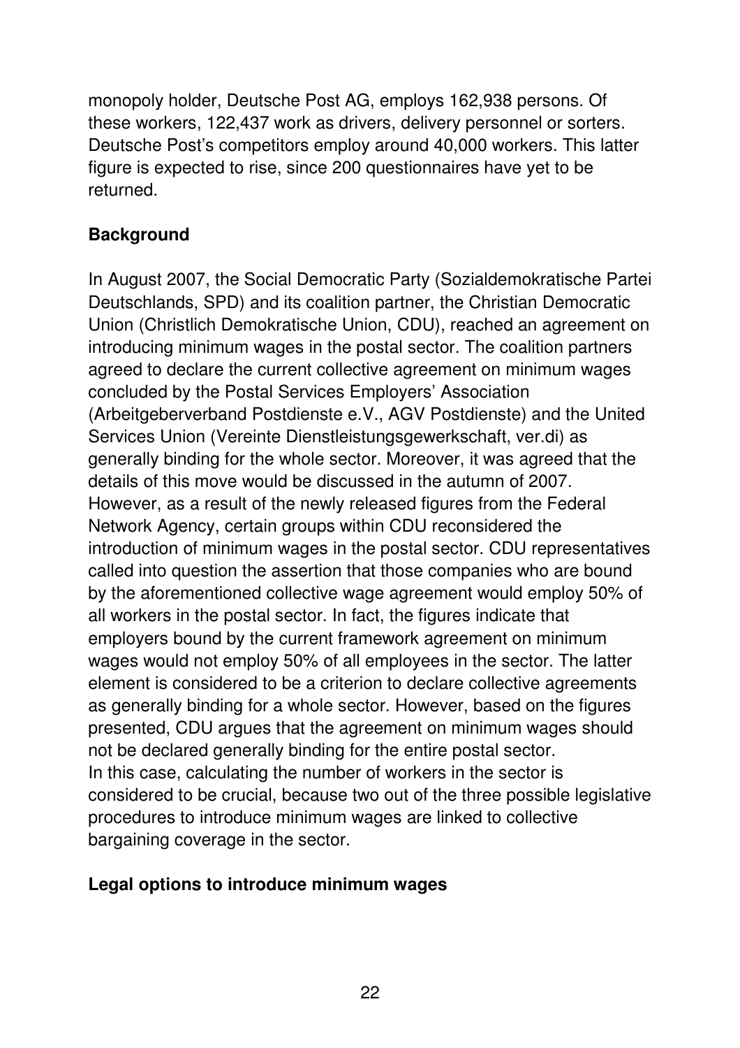monopoly holder, Deutsche Post AG, employs 162,938 persons. Of these workers, 122,437 work as drivers, delivery personnel or sorters. Deutsche Post's competitors employ around 40,000 workers. This latter figure is expected to rise, since 200 questionnaires have yet to be returned.

**Background**

In August 2007, the Social Democratic Party (Sozialdemokratische Partei Deutschlands, SPD) and its coalition partner, the Christian Democratic Union (Christlich Demokratische Union, CDU), reached an agreement on introducing minimum wages in the postal sector. The coalition partners agreed to declare the current collective agreement on minimum wages concluded by the Postal Services Employers' Association (Arbeitgeberverband Postdienste e.V., AGV Postdienste) and the United Services Union (Vereinte Dienstleistungsgewerkschaft, ver.di) as generally binding for the whole sector. Moreover, it was agreed that the details of this move would be discussed in the autumn of 2007. However, as a result of the newly released figures from the Federal Network Agency, certain groups within CDU reconsidered the introduction of minimum wages in the postal sector. CDU representatives called into question the assertion that those companies who are bound by the aforementioned collective wage agreement would employ 50% of all workers in the postal sector. In fact, the figures indicate that employers bound by the current framework agreement on minimum wages would not employ 50% of all employees in the sector. The latter element is considered to be a criterion to declare collective agreements as generally binding for a whole sector. However, based on the figures presented, CDU argues that the agreement on minimum wages should not be declared generally binding for the entire postal sector.
In this case, calculating the number of workers in the sector is considered to be crucial, because two out of the three possible legislative procedures to introduce minimum wages are linked to collective bargaining coverage in the sector.

**Legal options to introduce minimum wages**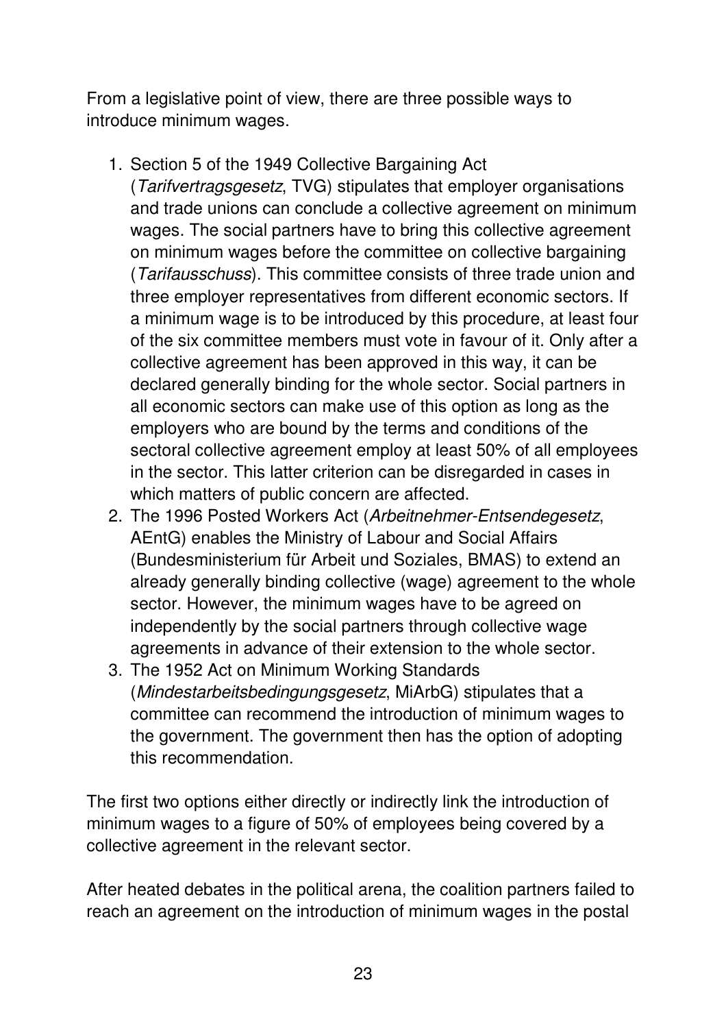From a legislative point of view, there are three possible ways to introduce minimum wages.

1. Section 5 of the 1949 Collective Bargaining Act (*Tarifvertragsgesetz*, TVG) stipulates that employer organisations and trade unions can conclude a collective agreement on minimum wages. The social partners have to bring this collective agreement on minimum wages before the committee on collective bargaining (*Tarifausschuss*). This committee consists of three trade union and three employer representatives from different economic sectors. If a minimum wage is to be introduced by this procedure, at least four of the six committee members must vote in favour of it. Only after a collective agreement has been approved in this way, it can be declared generally binding for the whole sector. Social partners in all economic sectors can make use of this option as long as the employers who are bound by the terms and conditions of the sectoral collective agreement employ at least 50% of all employees in the sector. This latter criterion can be disregarded in cases in which matters of public concern are affected.
2. The 1996 Posted Workers Act (*Arbeitnehmer-Entsendegesetz*, AEntG) enables the Ministry of Labour and Social Affairs (Bundesministerium für Arbeit und Soziales, BMAS) to extend an already generally binding collective (wage) agreement to the whole sector. However, the minimum wages have to be agreed on independently by the social partners through collective wage agreements in advance of their extension to the whole sector.
3. The 1952 Act on Minimum Working Standards (*Mindestarbeitsbedingungsgesetz*, MiArbG) stipulates that a committee can recommend the introduction of minimum wages to the government. The government then has the option of adopting this recommendation.

The first two options either directly or indirectly link the introduction of minimum wages to a figure of 50% of employees being covered by a collective agreement in the relevant sector.

After heated debates in the political arena, the coalition partners failed to reach an agreement on the introduction of minimum wages in the postal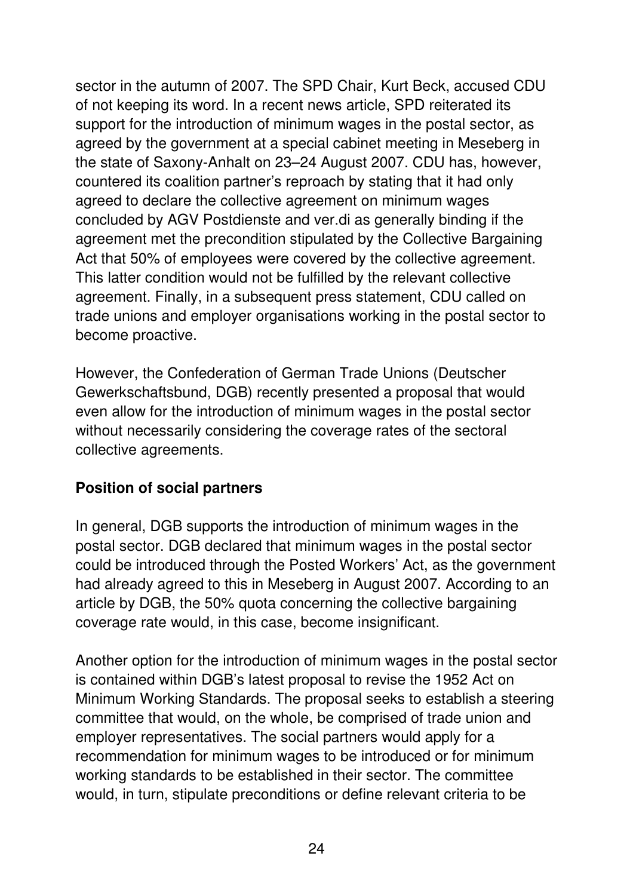sector in the autumn of 2007. The SPD Chair, Kurt Beck, accused CDU of not keeping its word. In a recent news article, SPD reiterated its support for the introduction of minimum wages in the postal sector, as agreed by the government at a special cabinet meeting in Meseberg in the state of Saxony-Anhalt on 23–24 August 2007. CDU has, however, countered its coalition partner's reproach by stating that it had only agreed to declare the collective agreement on minimum wages concluded by AGV Postdienste and ver.di as generally binding if the agreement met the precondition stipulated by the Collective Bargaining Act that 50% of employees were covered by the collective agreement. This latter condition would not be fulfilled by the relevant collective agreement. Finally, in a subsequent press statement, CDU called on trade unions and employer organisations working in the postal sector to become proactive.

However, the Confederation of German Trade Unions (Deutscher Gewerkschaftsbund, DGB) recently presented a proposal that would even allow for the introduction of minimum wages in the postal sector without necessarily considering the coverage rates of the sectoral collective agreements.

**Position of social partners**

In general, DGB supports the introduction of minimum wages in the postal sector. DGB declared that minimum wages in the postal sector could be introduced through the Posted Workers' Act, as the government had already agreed to this in Meseberg in August 2007. According to an article by DGB, the 50% quota concerning the collective bargaining coverage rate would, in this case, become insignificant.

Another option for the introduction of minimum wages in the postal sector is contained within DGB's latest proposal to revise the 1952 Act on Minimum Working Standards. The proposal seeks to establish a steering committee that would, on the whole, be comprised of trade union and employer representatives. The social partners would apply for a recommendation for minimum wages to be introduced or for minimum working standards to be established in their sector. The committee would, in turn, stipulate preconditions or define relevant criteria to be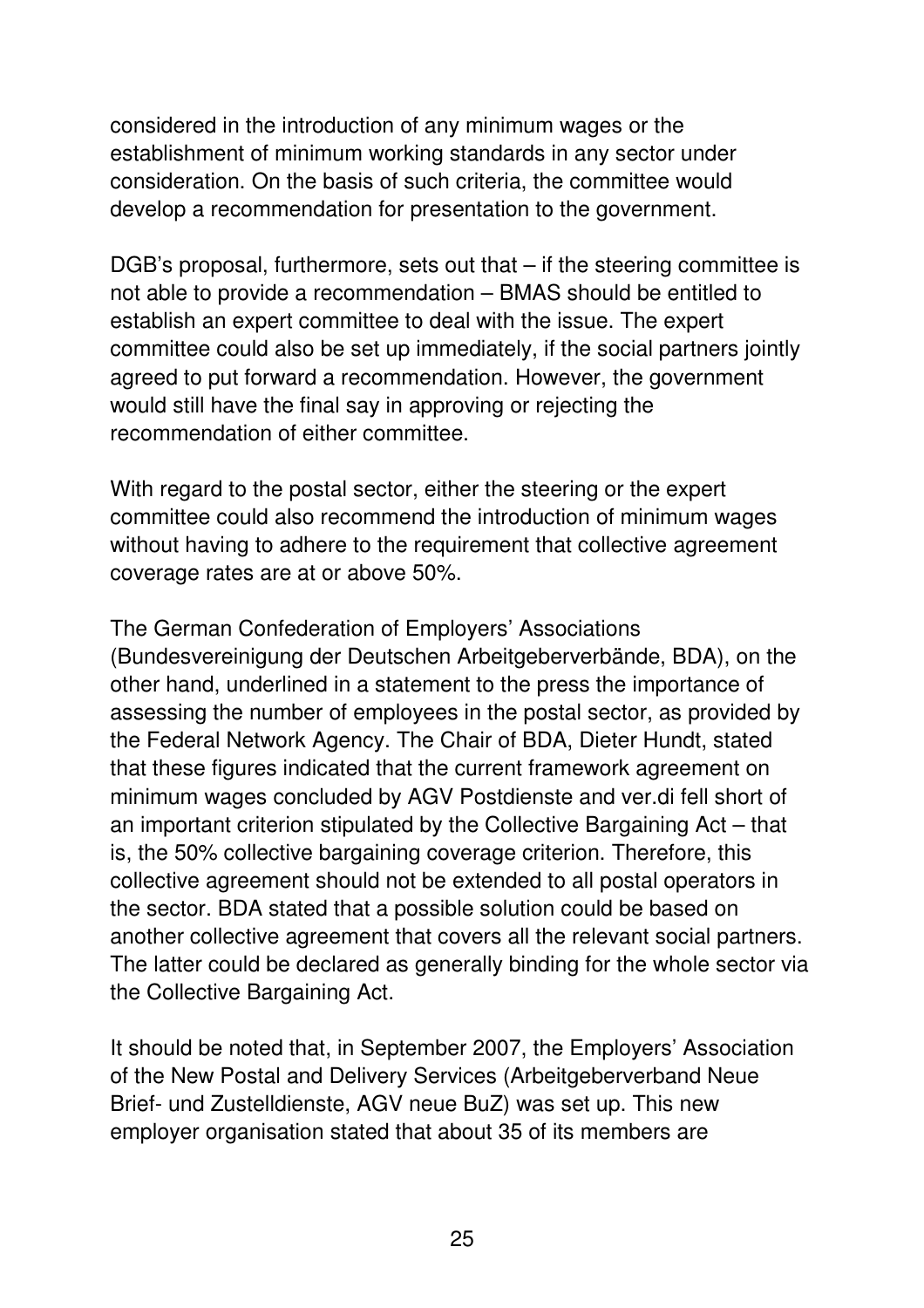considered in the introduction of any minimum wages or the establishment of minimum working standards in any sector under consideration. On the basis of such criteria, the committee would develop a recommendation for presentation to the government.

DGB's proposal, furthermore, sets out that – if the steering committee is not able to provide a recommendation – BMAS should be entitled to establish an expert committee to deal with the issue. The expert committee could also be set up immediately, if the social partners jointly agreed to put forward a recommendation. However, the government would still have the final say in approving or rejecting the recommendation of either committee.

With regard to the postal sector, either the steering or the expert committee could also recommend the introduction of minimum wages without having to adhere to the requirement that collective agreement coverage rates are at or above 50%.

The German Confederation of Employers' Associations (Bundesvereinigung der Deutschen Arbeitgeberverbände, BDA), on the other hand, underlined in a statement to the press the importance of assessing the number of employees in the postal sector, as provided by the Federal Network Agency. The Chair of BDA, Dieter Hundt, stated that these figures indicated that the current framework agreement on minimum wages concluded by AGV Postdienste and ver.di fell short of an important criterion stipulated by the Collective Bargaining Act – that is, the 50% collective bargaining coverage criterion. Therefore, this collective agreement should not be extended to all postal operators in the sector. BDA stated that a possible solution could be based on another collective agreement that covers all the relevant social partners. The latter could be declared as generally binding for the whole sector via the Collective Bargaining Act.

It should be noted that, in September 2007, the Employers' Association of the New Postal and Delivery Services (Arbeitgeberverband Neue Brief- und Zustelldienste, AGV neue BuZ) was set up. This new employer organisation stated that about 35 of its members are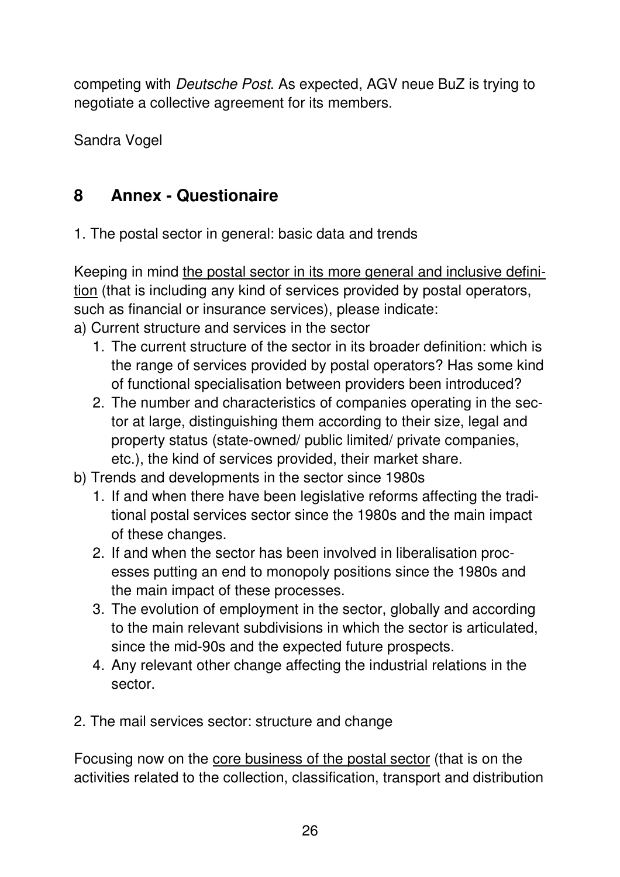competing with *Deutsche Post*. As expected, AGV neue BuZ is trying to negotiate a collective agreement for its members.

Sandra Vogel

## 8 Annex - Questionaire

1. The postal sector in general: basic data and trends

Keeping in mind <u>the postal sector in its more general and inclusive definition</u> (that is including any kind of services provided by postal operators, such as financial or insurance services), please indicate:

a) Current structure and services in the sector

1. The current structure of the sector in its broader definition: which is the range of services provided by postal operators? Has some kind of functional specialisation between providers been introduced?
2. The number and characteristics of companies operating in the sector at large, distinguishing them according to their size, legal and property status (state-owned/ public limited/ private companies, etc.), the kind of services provided, their market share.

b) Trends and developments in the sector since 1980s

1. If and when there have been legislative reforms affecting the traditional postal services sector since the 1980s and the main impact of these changes.
2. If and when the sector has been involved in liberalisation processes putting an end to monopoly positions since the 1980s and the main impact of these processes.
3. The evolution of employment in the sector, globally and according to the main relevant subdivisions in which the sector is articulated, since the mid-90s and the expected future prospects.
4. Any relevant other change affecting the industrial relations in the sector.

2. The mail services sector: structure and change

Focusing now on the <u>core business of the postal sector</u> (that is on the activities related to the collection, classification, transport and distribution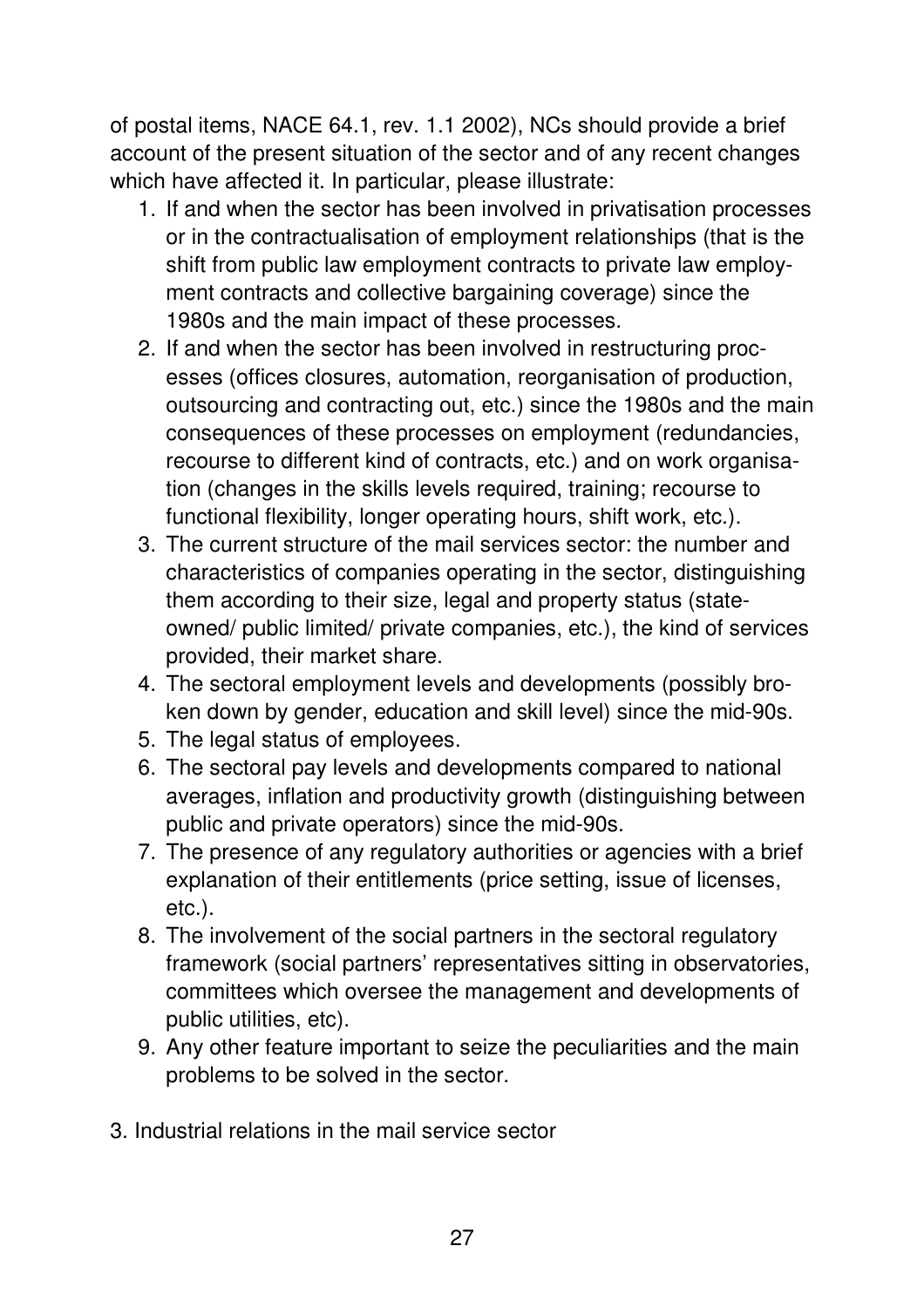of postal items, NACE 64.1, rev. 1.1 2002), NCs should provide a brief account of the present situation of the sector and of any recent changes which have affected it. In particular, please illustrate:

1. If and when the sector has been involved in privatisation processes or in the contractualisation of employment relationships (that is the shift from public law employment contracts to private law employment contracts and collective bargaining coverage) since the 1980s and the main impact of these processes.
2. If and when the sector has been involved in restructuring processes (offices closures, automation, reorganisation of production, outsourcing and contracting out, etc.) since the 1980s and the main consequences of these processes on employment (redundancies, recourse to different kind of contracts, etc.) and on work organisation (changes in the skills levels required, training; recourse to functional flexibility, longer operating hours, shift work, etc.).
3. The current structure of the mail services sector: the number and characteristics of companies operating in the sector, distinguishing them according to their size, legal and property status (state-owned/ public limited/ private companies, etc.), the kind of services provided, their market share.
4. The sectoral employment levels and developments (possibly broken down by gender, education and skill level) since the mid-90s.
5. The legal status of employees.
6. The sectoral pay levels and developments compared to national averages, inflation and productivity growth (distinguishing between public and private operators) since the mid-90s.
7. The presence of any regulatory authorities or agencies with a brief explanation of their entitlements (price setting, issue of licenses, etc.).
8. The involvement of the social partners in the sectoral regulatory framework (social partners' representatives sitting in observatories, committees which oversee the management and developments of public utilities, etc).
9. Any other feature important to seize the peculiarities and the main problems to be solved in the sector.

3. Industrial relations in the mail service sector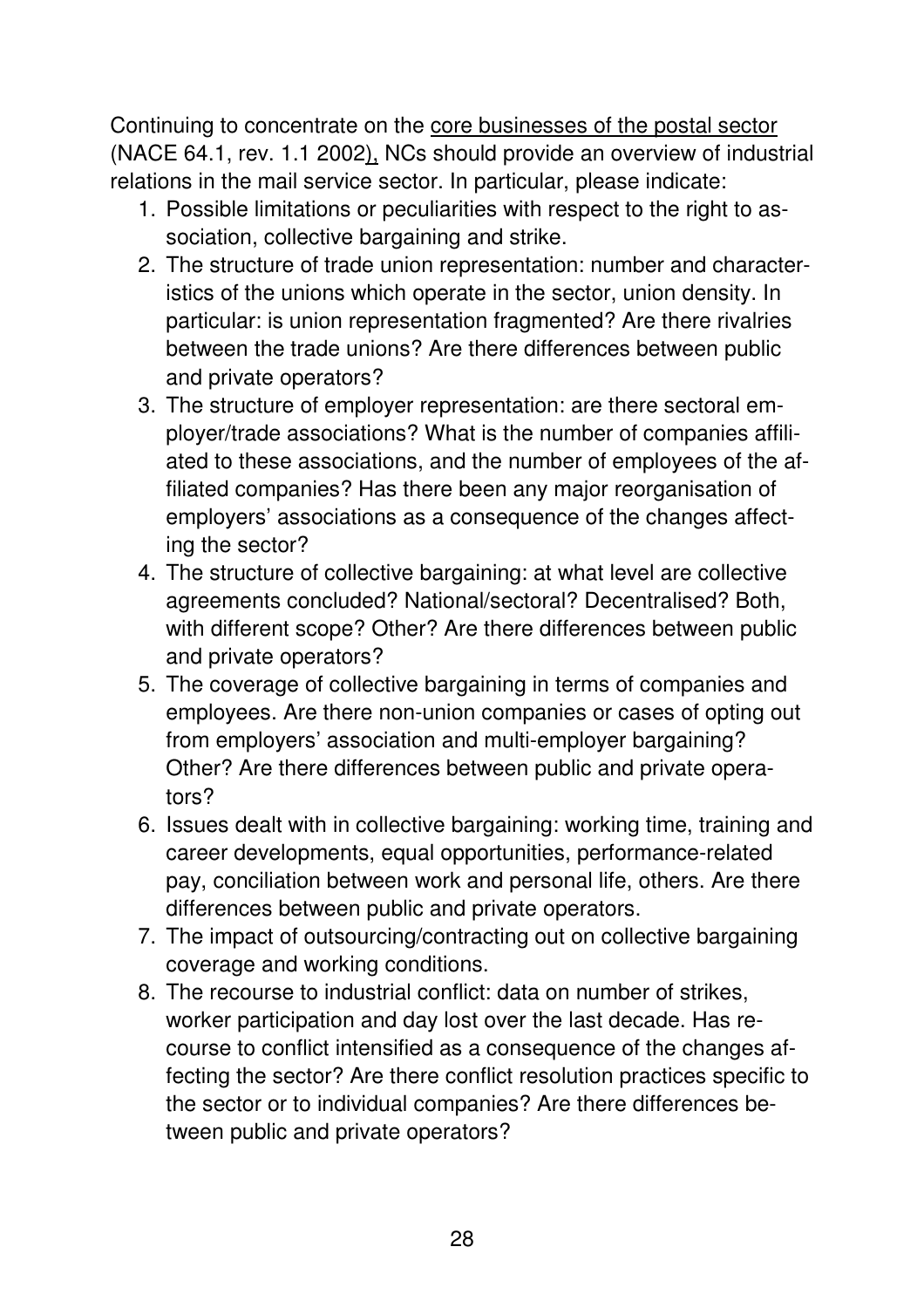Continuing to concentrate on the core businesses of the postal sector (NACE 64.1, rev. 1.1 2002), NCs should provide an overview of industrial relations in the mail service sector. In particular, please indicate:

1. Possible limitations or peculiarities with respect to the right to association, collective bargaining and strike.
2. The structure of trade union representation: number and characteristics of the unions which operate in the sector, union density. In particular: is union representation fragmented? Are there rivalries between the trade unions? Are there differences between public and private operators?
3. The structure of employer representation: are there sectoral employer/trade associations? What is the number of companies affiliated to these associations, and the number of employees of the affiliated companies? Has there been any major reorganisation of employers' associations as a consequence of the changes affecting the sector?
4. The structure of collective bargaining: at what level are collective agreements concluded? National/sectoral? Decentralised? Both, with different scope? Other? Are there differences between public and private operators?
5. The coverage of collective bargaining in terms of companies and employees. Are there non-union companies or cases of opting out from employers' association and multi-employer bargaining? Other? Are there differences between public and private operators?
6. Issues dealt with in collective bargaining: working time, training and career developments, equal opportunities, performance-related pay, conciliation between work and personal life, others. Are there differences between public and private operators.
7. The impact of outsourcing/contracting out on collective bargaining coverage and working conditions.
8. The recourse to industrial conflict: data on number of strikes, worker participation and day lost over the last decade. Has recourse to conflict intensified as a consequence of the changes affecting the sector? Are there conflict resolution practices specific to the sector or to individual companies? Are there differences between public and private operators?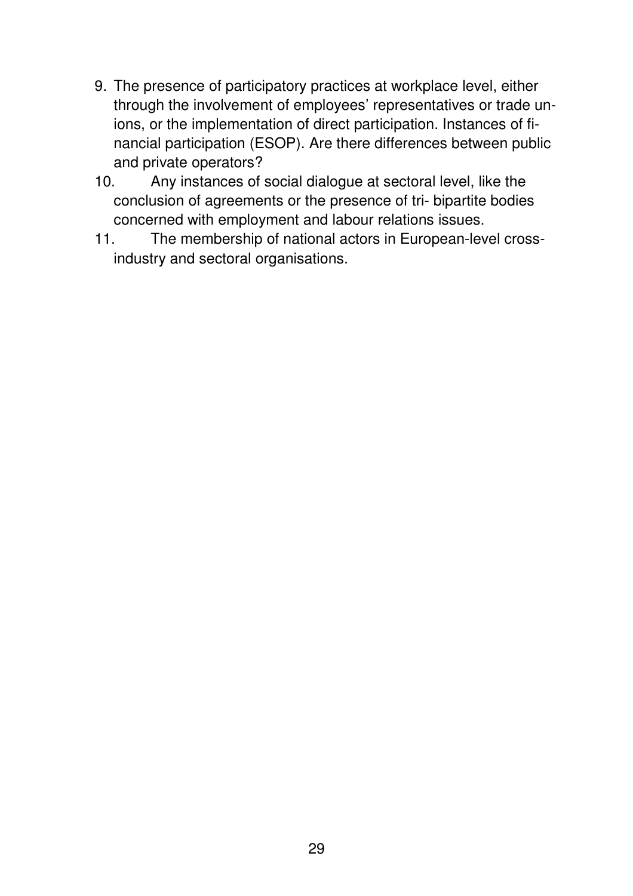9. The presence of participatory practices at workplace level, either through the involvement of employees' representatives or trade unions, or the implementation of direct participation. Instances of financial participation (ESOP). Are there differences between public and private operators?
10. Any instances of social dialogue at sectoral level, like the conclusion of agreements or the presence of tri- bipartite bodies concerned with employment and labour relations issues.
11. The membership of national actors in European-level cross-industry and sectoral organisations.